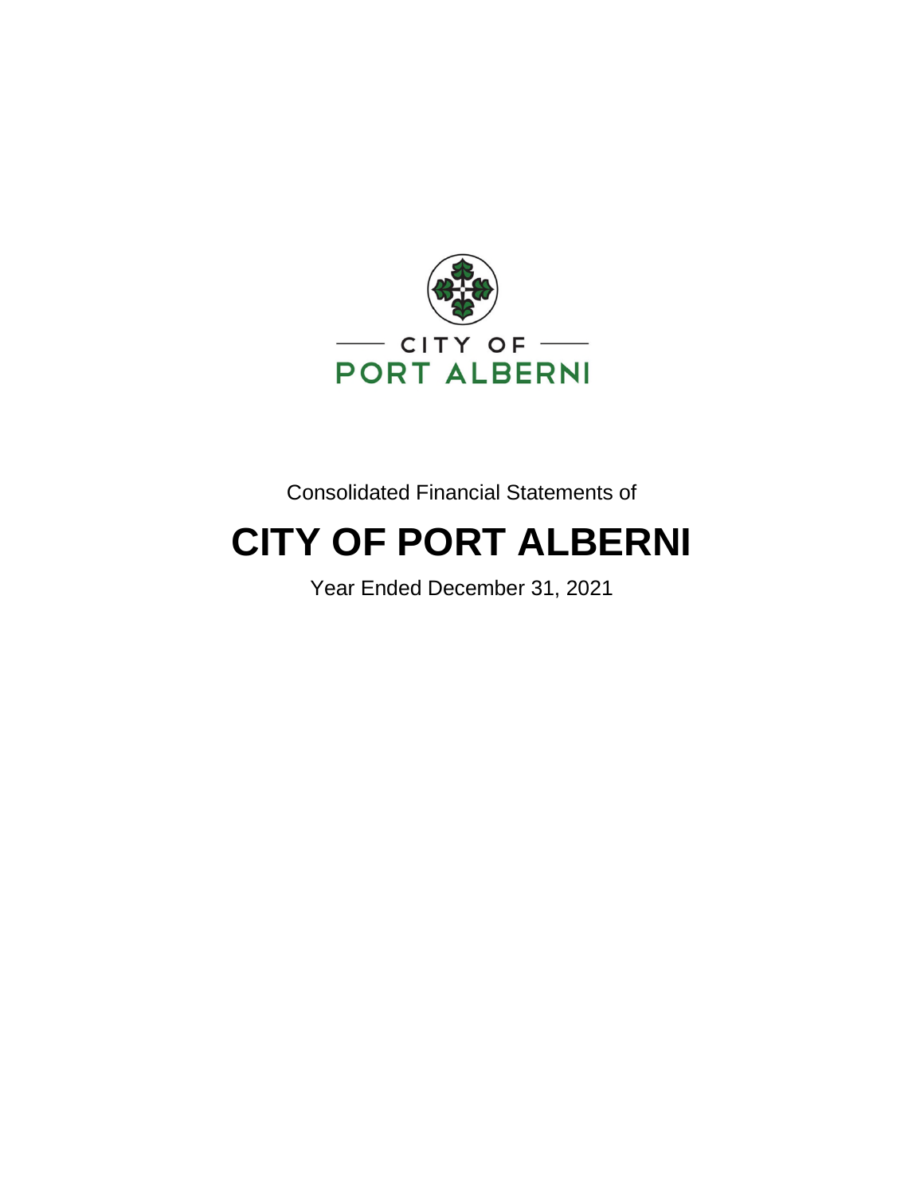CITY OF
PORT ALBERNI

Consolidated Financial Statements of

# CITY OF PORT ALBERNI

Year Ended December 31, 2021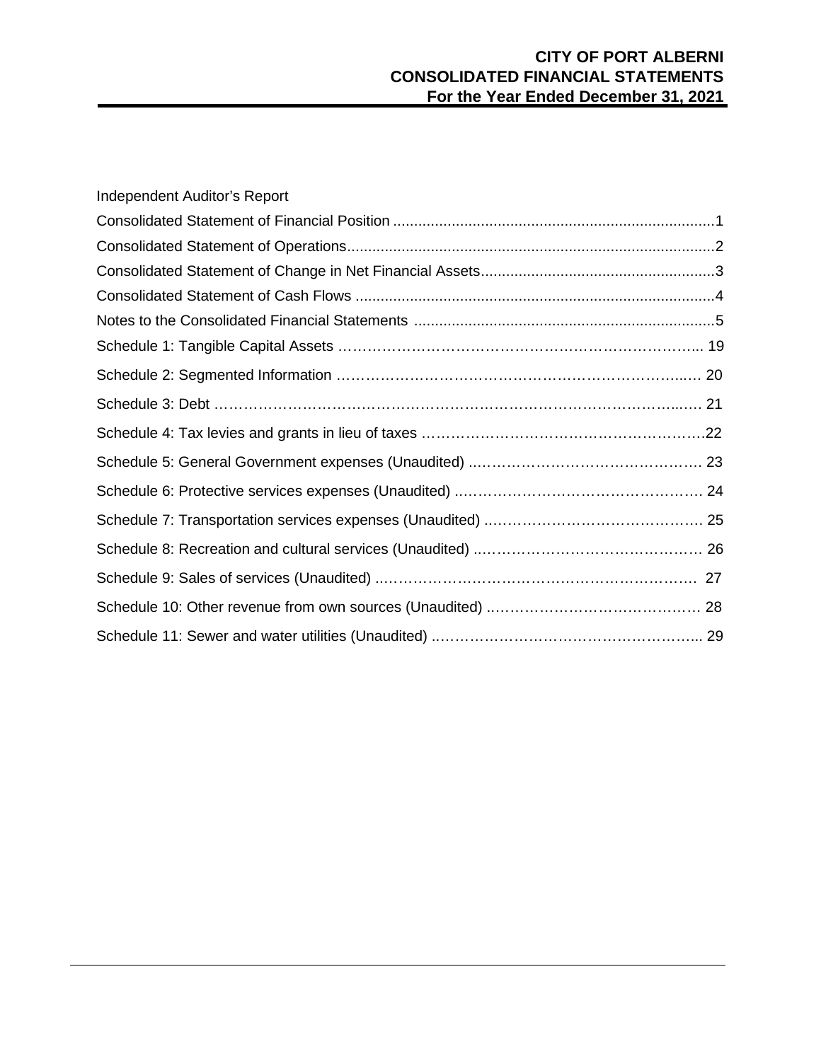# CITY OF PORT ALBERNI
# CONSOLIDATED FINANCIAL STATEMENTS
# For the Year Ended December 31, 2021

Independent Auditor's Report

Consolidated Statement of Financial Position ........................................................................... 1

Consolidated Statement of Operations...................................................................................... 2

Consolidated Statement of Change in Net Financial Assets....................................................... 3

Consolidated Statement of Cash Flows ..................................................................................... 4

Notes to the Consolidated Financial Statements ....................................................................... 5

Schedule 1: Tangible Capital Assets ........................................................................................ 19

Schedule 2: Segmented Information ........................................................................................ 20

Schedule 3: Debt ...................................................................................................................... 21

Schedule 4: Tax levies and grants in lieu of taxes .................................................................... 22

Schedule 5: General Government expenses (Unaudited) ......................................................... 23

Schedule 6: Protective services expenses (Unaudited) ............................................................ 24

Schedule 7: Transportation services expenses (Unaudited) ..................................................... 25

Schedule 8: Recreation and cultural services (Unaudited) ........................................................ 26

Schedule 9: Sales of services (Unaudited) ................................................................................ 27

Schedule 10: Other revenue from own sources (Unaudited) ..................................................... 28

Schedule 11: Sewer and water utilities (Unaudited) ................................................................... 29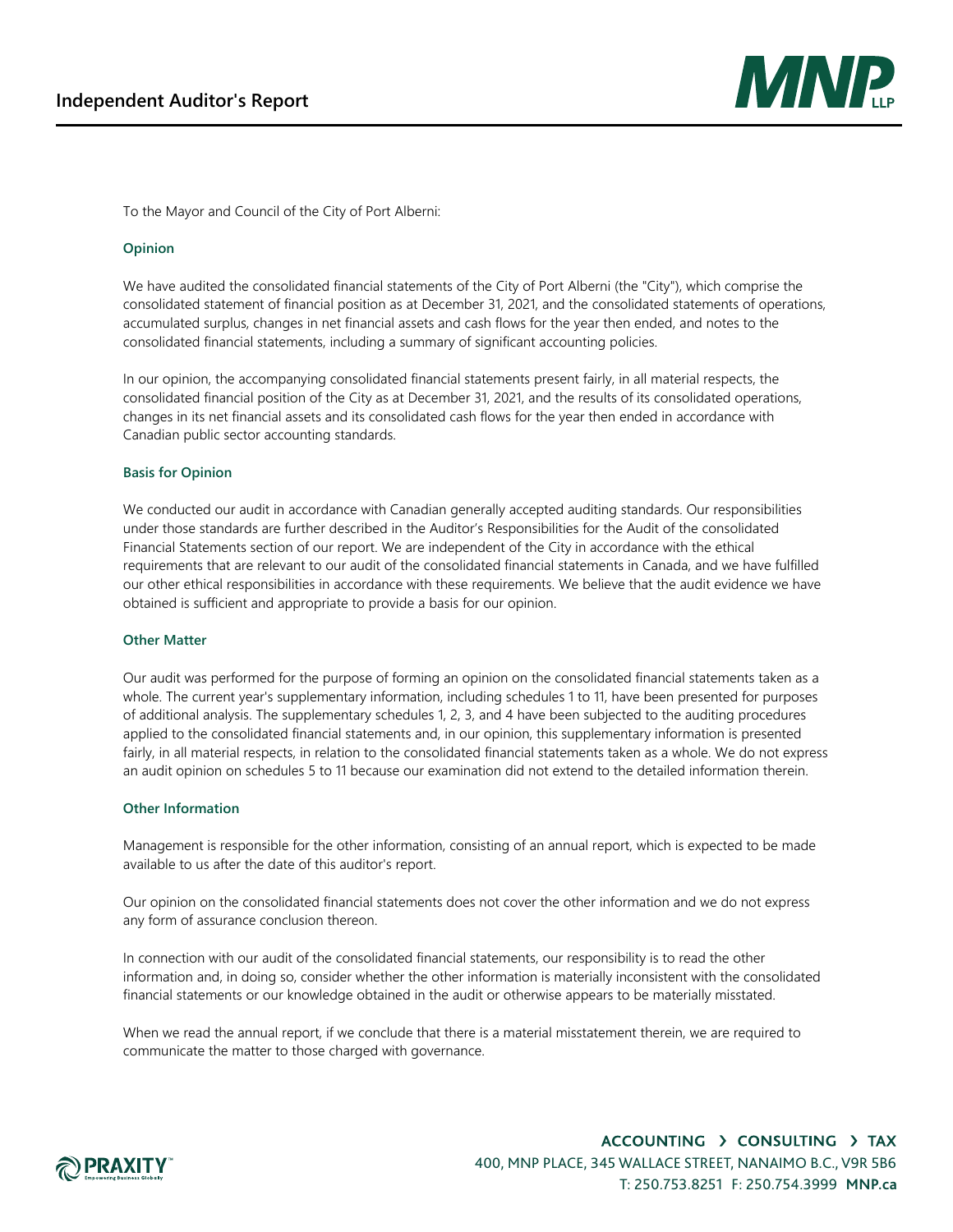# Independent Auditor's Report

To the Mayor and Council of the City of Port Alberni:

### Opinion

We have audited the consolidated financial statements of the City of Port Alberni (the "City"), which comprise the consolidated statement of financial position as at December 31, 2021, and the consolidated statements of operations, accumulated surplus, changes in net financial assets and cash flows for the year then ended, and notes to the consolidated financial statements, including a summary of significant accounting policies.

In our opinion, the accompanying consolidated financial statements present fairly, in all material respects, the consolidated financial position of the City as at December 31, 2021, and the results of its consolidated operations, changes in its net financial assets and its consolidated cash flows for the year then ended in accordance with Canadian public sector accounting standards.

### Basis for Opinion

We conducted our audit in accordance with Canadian generally accepted auditing standards. Our responsibilities under those standards are further described in the Auditor's Responsibilities for the Audit of the consolidated Financial Statements section of our report. We are independent of the City in accordance with the ethical requirements that are relevant to our audit of the consolidated financial statements in Canada, and we have fulfilled our other ethical responsibilities in accordance with these requirements. We believe that the audit evidence we have obtained is sufficient and appropriate to provide a basis for our opinion.

### Other Matter

Our audit was performed for the purpose of forming an opinion on the consolidated financial statements taken as a whole. The current year's supplementary information, including schedules 1 to 11, have been presented for purposes of additional analysis. The supplementary schedules 1, 2, 3, and 4 have been subjected to the auditing procedures applied to the consolidated financial statements and, in our opinion, this supplementary information is presented fairly, in all material respects, in relation to the consolidated financial statements taken as a whole. We do not express an audit opinion on schedules 5 to 11 because our examination did not extend to the detailed information therein.

### Other Information

Management is responsible for the other information, consisting of an annual report, which is expected to be made available to us after the date of this auditor's report.

Our opinion on the consolidated financial statements does not cover the other information and we do not express any form of assurance conclusion thereon.

In connection with our audit of the consolidated financial statements, our responsibility is to read the other information and, in doing so, consider whether the other information is materially inconsistent with the consolidated financial statements or our knowledge obtained in the audit or otherwise appears to be materially misstated.

When we read the annual report, if we conclude that there is a material misstatement therein, we are required to communicate the matter to those charged with governance.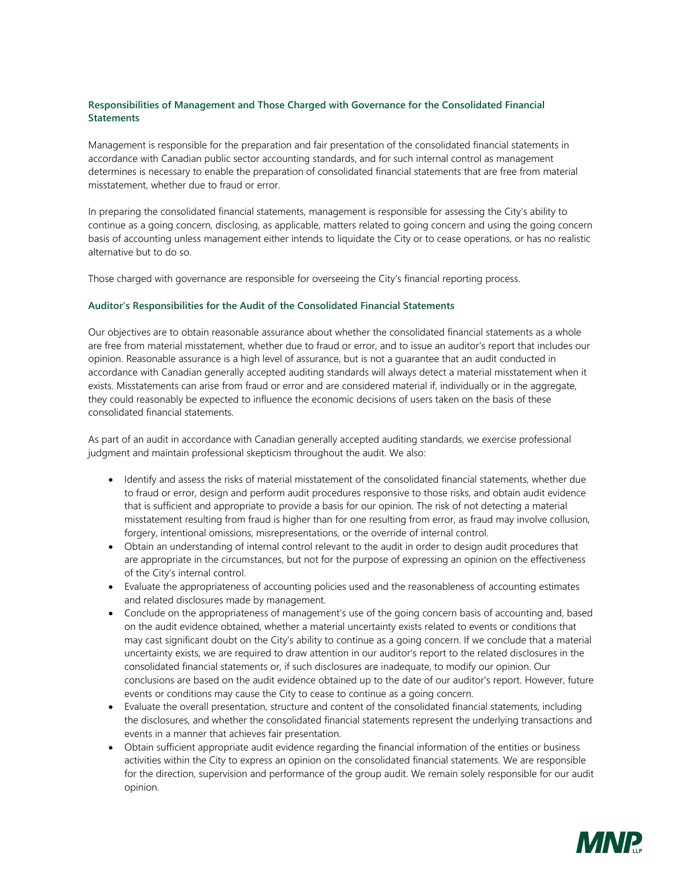### Responsibilities of Management and Those Charged with Governance for the Consolidated Financial Statements

Management is responsible for the preparation and fair presentation of the consolidated financial statements in accordance with Canadian public sector accounting standards, and for such internal control as management determines is necessary to enable the preparation of consolidated financial statements that are free from material misstatement, whether due to fraud or error.

In preparing the consolidated financial statements, management is responsible for assessing the City's ability to continue as a going concern, disclosing, as applicable, matters related to going concern and using the going concern basis of accounting unless management either intends to liquidate the City or to cease operations, or has no realistic alternative but to do so.

Those charged with governance are responsible for overseeing the City's financial reporting process.

### Auditor's Responsibilities for the Audit of the Consolidated Financial Statements

Our objectives are to obtain reasonable assurance about whether the consolidated financial statements as a whole are free from material misstatement, whether due to fraud or error, and to issue an auditor's report that includes our opinion. Reasonable assurance is a high level of assurance, but is not a guarantee that an audit conducted in accordance with Canadian generally accepted auditing standards will always detect a material misstatement when it exists. Misstatements can arise from fraud or error and are considered material if, individually or in the aggregate, they could reasonably be expected to influence the economic decisions of users taken on the basis of these consolidated financial statements.

As part of an audit in accordance with Canadian generally accepted auditing standards, we exercise professional judgment and maintain professional skepticism throughout the audit. We also:

- Identify and assess the risks of material misstatement of the consolidated financial statements, whether due to fraud or error, design and perform audit procedures responsive to those risks, and obtain audit evidence that is sufficient and appropriate to provide a basis for our opinion. The risk of not detecting a material misstatement resulting from fraud is higher than for one resulting from error, as fraud may involve collusion, forgery, intentional omissions, misrepresentations, or the override of internal control.
- Obtain an understanding of internal control relevant to the audit in order to design audit procedures that are appropriate in the circumstances, but not for the purpose of expressing an opinion on the effectiveness of the City's internal control.
- Evaluate the appropriateness of accounting policies used and the reasonableness of accounting estimates and related disclosures made by management.
- Conclude on the appropriateness of management's use of the going concern basis of accounting and, based on the audit evidence obtained, whether a material uncertainty exists related to events or conditions that may cast significant doubt on the City's ability to continue as a going concern. If we conclude that a material uncertainty exists, we are required to draw attention in our auditor's report to the related disclosures in the consolidated financial statements or, if such disclosures are inadequate, to modify our opinion. Our conclusions are based on the audit evidence obtained up to the date of our auditor's report. However, future events or conditions may cause the City to cease to continue as a going concern.
- Evaluate the overall presentation, structure and content of the consolidated financial statements, including the disclosures, and whether the consolidated financial statements represent the underlying transactions and events in a manner that achieves fair presentation.
- Obtain sufficient appropriate audit evidence regarding the financial information of the entities or business activities within the City to express an opinion on the consolidated financial statements. We are responsible for the direction, supervision and performance of the group audit. We remain solely responsible for our audit opinion.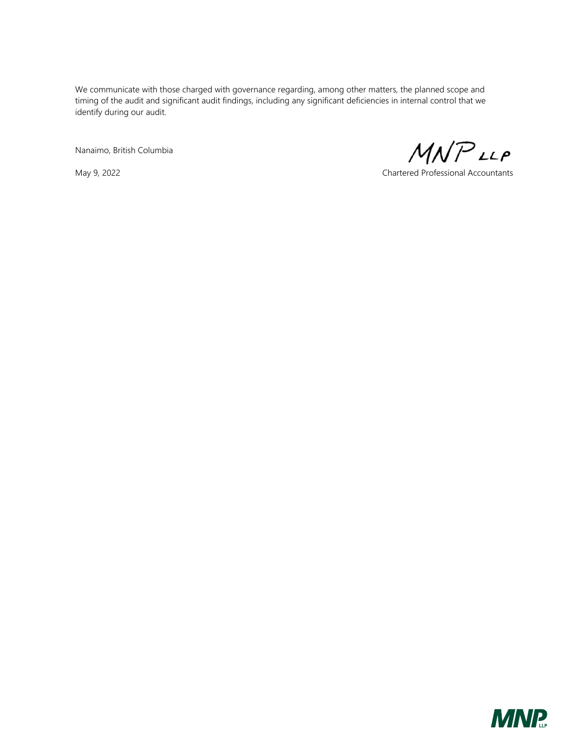We communicate with those charged with governance regarding, among other matters, the planned scope and timing of the audit and significant audit findings, including any significant deficiencies in internal control that we identify during our audit.

Nanaimo, British Columbia

May 9, 2022

MNP LLP

Chartered Professional Accountants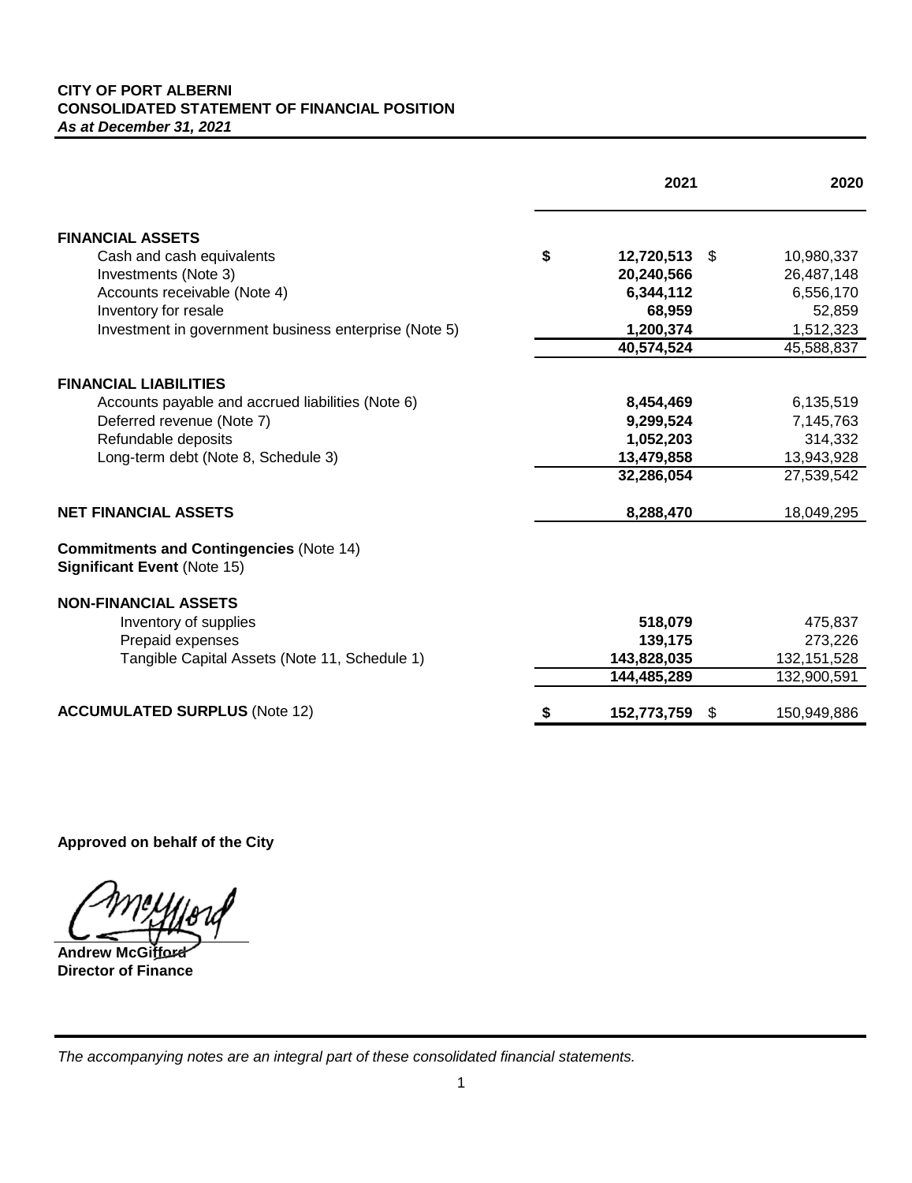**CITY OF PORT ALBERNI**
**CONSOLIDATED STATEMENT OF FINANCIAL POSITION**
***As at December 31, 2021***

| | 2021 | 2020 |
|---|---|---|
| **FINANCIAL ASSETS** | | |
| Cash and cash equivalents | **$ 12,720,513** | $ 10,980,337 |
| Investments (Note 3) | **20,240,566** | 26,487,148 |
| Accounts receivable (Note 4) | **6,344,112** | 6,556,170 |
| Inventory for resale | **68,959** | 52,859 |
| Investment in government business enterprise (Note 5) | **1,200,374** | 1,512,323 |
| | **40,574,524** | 45,588,837 |
| **FINANCIAL LIABILITIES** | | |
| Accounts payable and accrued liabilities (Note 6) | **8,454,469** | 6,135,519 |
| Deferred revenue (Note 7) | **9,299,524** | 7,145,763 |
| Refundable deposits | **1,052,203** | 314,332 |
| Long-term debt (Note 8, Schedule 3) | **13,479,858** | 13,943,928 |
| | **32,286,054** | 27,539,542 |
| **NET FINANCIAL ASSETS** | **8,288,470** | 18,049,295 |
| **Commitments and Contingencies** (Note 14) | | |
| **Significant Event** (Note 15) | | |
| **NON-FINANCIAL ASSETS** | | |
| Inventory of supplies | **518,079** | 475,837 |
| Prepaid expenses | **139,175** | 273,226 |
| Tangible Capital Assets (Note 11, Schedule 1) | **143,828,035** | 132,151,528 |
| | **144,485,289** | 132,900,591 |
| **ACCUMULATED SURPLUS** (Note 12) | **$ 152,773,759** | $ 150,949,886 |

**Approved on behalf of the City**

**Andrew McGifford**
**Director of Finance**

*The accompanying notes are an integral part of these consolidated financial statements.*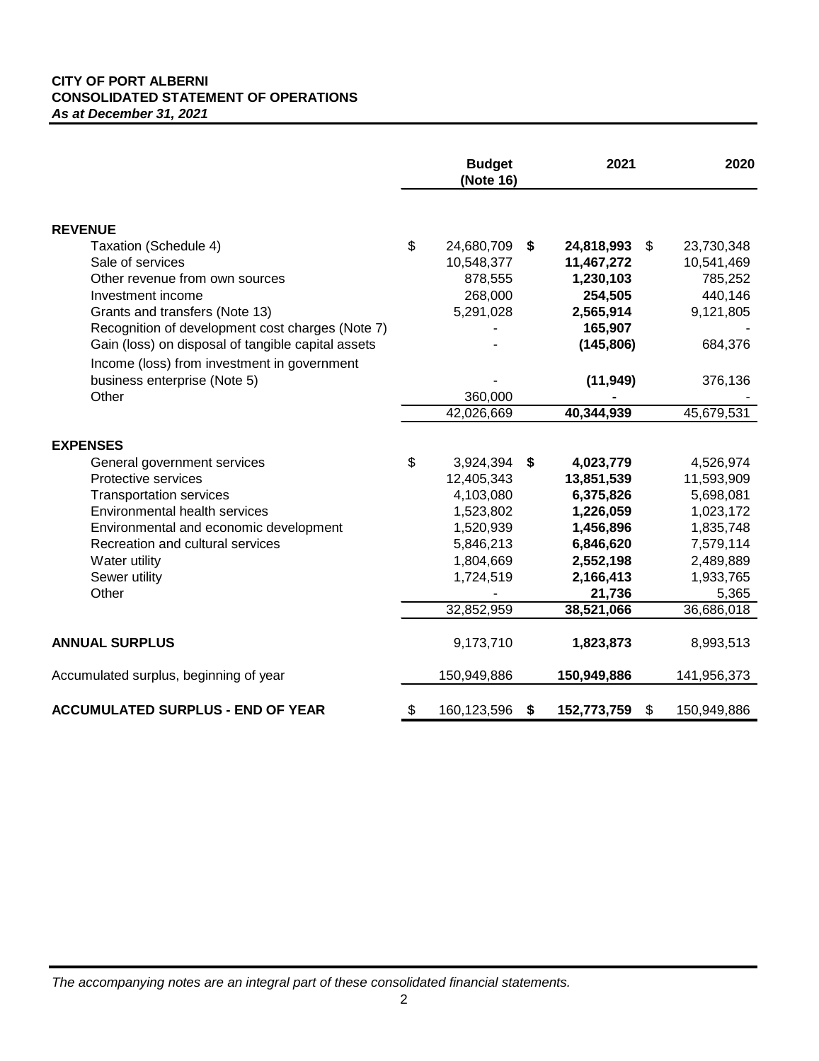**CITY OF PORT ALBERNI**
**CONSOLIDATED STATEMENT OF OPERATIONS**
***As at December 31, 2021***

| | Budget (Note 16) | 2021 | 2020 |
|---|---|---|---|
| **REVENUE** | | | |
| Taxation (Schedule 4) | $ 24,680,709 | **$ 24,818,993** | $ 23,730,348 |
| Sale of services | 10,548,377 | **11,467,272** | 10,541,469 |
| Other revenue from own sources | 878,555 | **1,230,103** | 785,252 |
| Investment income | 268,000 | **254,505** | 440,146 |
| Grants and transfers (Note 13) | 5,291,028 | **2,565,914** | 9,121,805 |
| Recognition of development cost charges (Note 7) | - | **165,907** | - |
| Gain (loss) on disposal of tangible capital assets | - | **(145,806)** | 684,376 |
| Income (loss) from investment in government business enterprise (Note 5) | - | **(11,949)** | 376,136 |
| Other | 360,000 | **-** | - |
| | 42,026,669 | **40,344,939** | 45,679,531 |
| **EXPENSES** | | | |
| General government services | $ 3,924,394 | **$ 4,023,779** | 4,526,974 |
| Protective services | 12,405,343 | **13,851,539** | 11,593,909 |
| Transportation services | 4,103,080 | **6,375,826** | 5,698,081 |
| Environmental health services | 1,523,802 | **1,226,059** | 1,023,172 |
| Environmental and economic development | 1,520,939 | **1,456,896** | 1,835,748 |
| Recreation and cultural services | 5,846,213 | **6,846,620** | 7,579,114 |
| Water utility | 1,804,669 | **2,552,198** | 2,489,889 |
| Sewer utility | 1,724,519 | **2,166,413** | 1,933,765 |
| Other | - | **21,736** | 5,365 |
| | 32,852,959 | **38,521,066** | 36,686,018 |
| **ANNUAL SURPLUS** | 9,173,710 | **1,823,873** | 8,993,513 |
| Accumulated surplus, beginning of year | 150,949,886 | **150,949,886** | 141,956,373 |
| **ACCUMULATED SURPLUS - END OF YEAR** | $ 160,123,596 | **$ 152,773,759** | $ 150,949,886 |

*The accompanying notes are an integral part of these consolidated financial statements.*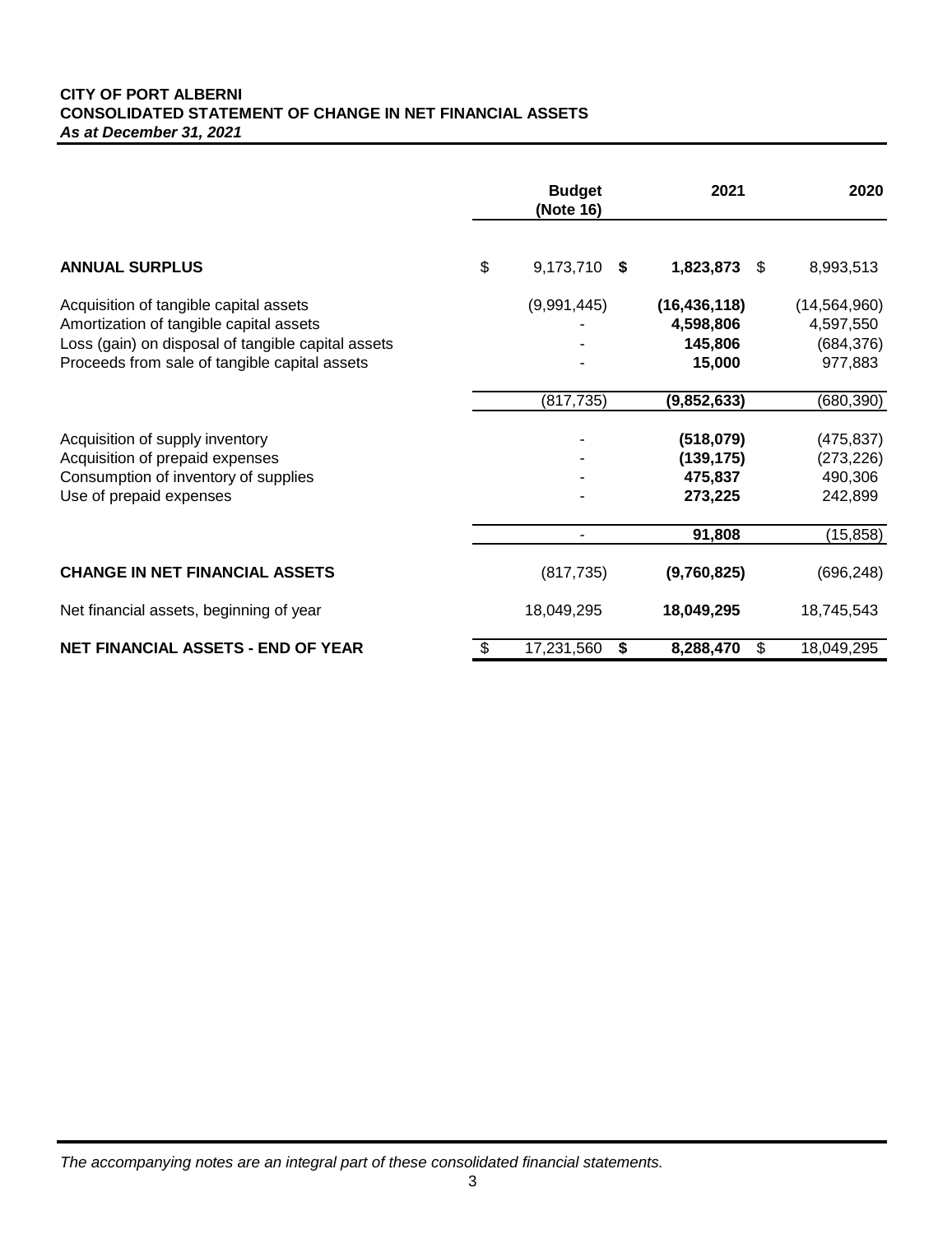**CITY OF PORT ALBERNI**
**CONSOLIDATED STATEMENT OF CHANGE IN NET FINANCIAL ASSETS**
***As at December 31, 2021***

| | Budget (Note 16) | 2021 | 2020 |
|---|---|---|---|
| **ANNUAL SURPLUS** | $ 9,173,710 | **$ 1,823,873** | $ 8,993,513 |
| Acquisition of tangible capital assets | (9,991,445) | **(16,436,118)** | (14,564,960) |
| Amortization of tangible capital assets | - | **4,598,806** | 4,597,550 |
| Loss (gain) on disposal of tangible capital assets | - | **145,806** | (684,376) |
| Proceeds from sale of tangible capital assets | - | **15,000** | 977,883 |
| | (817,735) | **(9,852,633)** | (680,390) |
| Acquisition of supply inventory | - | **(518,079)** | (475,837) |
| Acquisition of prepaid expenses | - | **(139,175)** | (273,226) |
| Consumption of inventory of supplies | - | **475,837** | 490,306 |
| Use of prepaid expenses | - | **273,225** | 242,899 |
| | - | **91,808** | (15,858) |
| **CHANGE IN NET FINANCIAL ASSETS** | (817,735) | **(9,760,825)** | (696,248) |
| Net financial assets, beginning of year | 18,049,295 | **18,049,295** | 18,745,543 |
| **NET FINANCIAL ASSETS - END OF YEAR** | $ 17,231,560 | **$ 8,288,470** | $ 18,049,295 |

*The accompanying notes are an integral part of these consolidated financial statements.*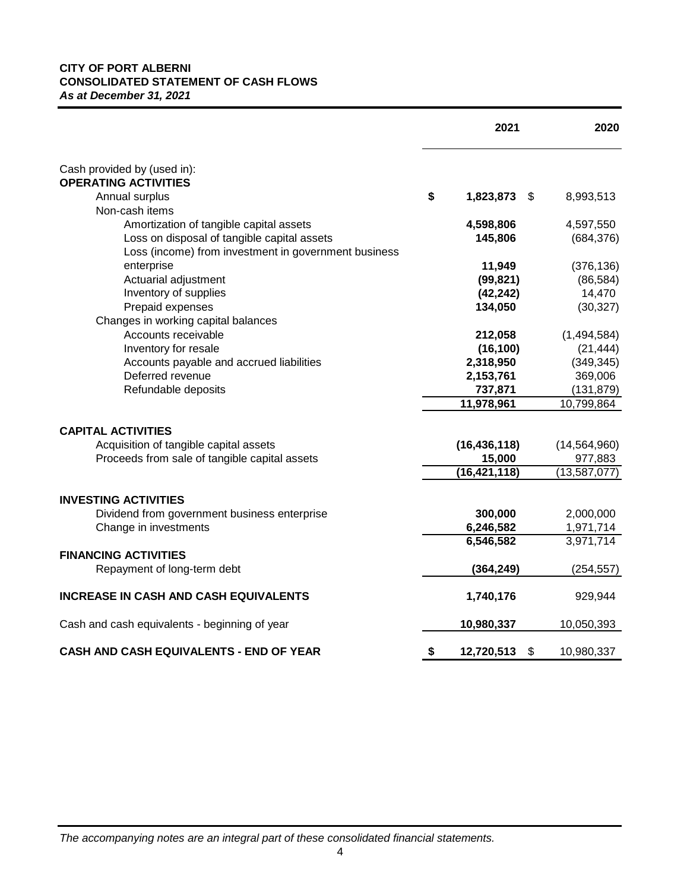**CITY OF PORT ALBERNI**
**CONSOLIDATED STATEMENT OF CASH FLOWS**
***As at December 31, 2021***

| | 2021 | 2020 |
|---|---|---|
| Cash provided by (used in): | | |
| **OPERATING ACTIVITIES** | | |
| Annual surplus | **$ 1,823,873** | $ 8,993,513 |
| Non-cash items | | |
| Amortization of tangible capital assets | **4,598,806** | 4,597,550 |
| Loss on disposal of tangible capital assets | **145,806** | (684,376) |
| Loss (income) from investment in government business enterprise | **11,949** | (376,136) |
| Actuarial adjustment | **(99,821)** | (86,584) |
| Inventory of supplies | **(42,242)** | 14,470 |
| Prepaid expenses | **134,050** | (30,327) |
| Changes in working capital balances | | |
| Accounts receivable | **212,058** | (1,494,584) |
| Inventory for resale | **(16,100)** | (21,444) |
| Accounts payable and accrued liabilities | **2,318,950** | (349,345) |
| Deferred revenue | **2,153,761** | 369,006 |
| Refundable deposits | **737,871** | (131,879) |
| | **11,978,961** | 10,799,864 |
| **CAPITAL ACTIVITIES** | | |
| Acquisition of tangible capital assets | **(16,436,118)** | (14,564,960) |
| Proceeds from sale of tangible capital assets | **15,000** | 977,883 |
| | **(16,421,118)** | (13,587,077) |
| **INVESTING ACTIVITIES** | | |
| Dividend from government business enterprise | **300,000** | 2,000,000 |
| Change in investments | **6,246,582** | 1,971,714 |
| | **6,546,582** | 3,971,714 |
| **FINANCING ACTIVITIES** | | |
| Repayment of long-term debt | **(364,249)** | (254,557) |
| **INCREASE IN CASH AND CASH EQUIVALENTS** | **1,740,176** | 929,944 |
| Cash and cash equivalents - beginning of year | **10,980,337** | 10,050,393 |
| **CASH AND CASH EQUIVALENTS - END OF YEAR** | **$ 12,720,513** | $ 10,980,337 |

*The accompanying notes are an integral part of these consolidated financial statements.*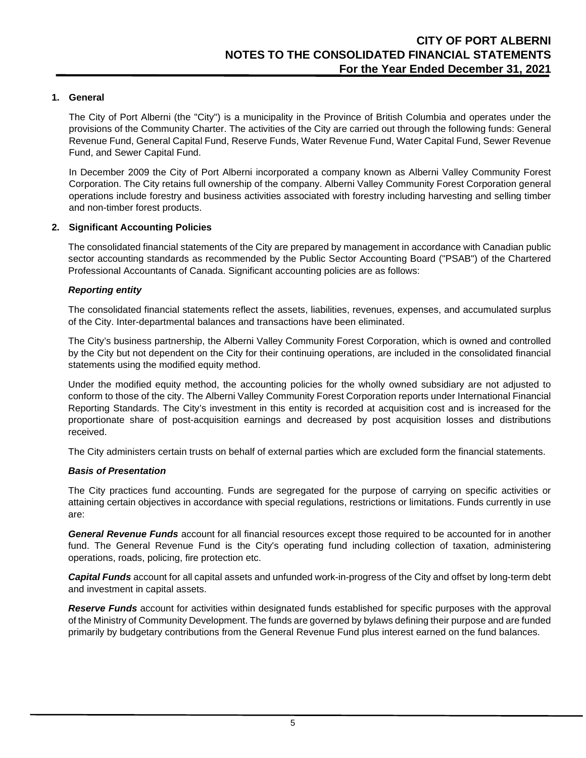## 1. General

The City of Port Alberni (the "City") is a municipality in the Province of British Columbia and operates under the provisions of the Community Charter. The activities of the City are carried out through the following funds: General Revenue Fund, General Capital Fund, Reserve Funds, Water Revenue Fund, Water Capital Fund, Sewer Revenue Fund, and Sewer Capital Fund.

In December 2009 the City of Port Alberni incorporated a company known as Alberni Valley Community Forest Corporation. The City retains full ownership of the company. Alberni Valley Community Forest Corporation general operations include forestry and business activities associated with forestry including harvesting and selling timber and non-timber forest products.

## 2. Significant Accounting Policies

The consolidated financial statements of the City are prepared by management in accordance with Canadian public sector accounting standards as recommended by the Public Sector Accounting Board ("PSAB") of the Chartered Professional Accountants of Canada. Significant accounting policies are as follows:

### *Reporting entity*

The consolidated financial statements reflect the assets, liabilities, revenues, expenses, and accumulated surplus of the City. Inter-departmental balances and transactions have been eliminated.

The City's business partnership, the Alberni Valley Community Forest Corporation, which is owned and controlled by the City but not dependent on the City for their continuing operations, are included in the consolidated financial statements using the modified equity method.

Under the modified equity method, the accounting policies for the wholly owned subsidiary are not adjusted to conform to those of the city. The Alberni Valley Community Forest Corporation reports under International Financial Reporting Standards. The City's investment in this entity is recorded at acquisition cost and is increased for the proportionate share of post-acquisition earnings and decreased by post acquisition losses and distributions received.

The City administers certain trusts on behalf of external parties which are excluded form the financial statements.

### *Basis of Presentation*

The City practices fund accounting. Funds are segregated for the purpose of carrying on specific activities or attaining certain objectives in accordance with special regulations, restrictions or limitations. Funds currently in use are:

***General Revenue Funds*** account for all financial resources except those required to be accounted for in another fund. The General Revenue Fund is the City's operating fund including collection of taxation, administering operations, roads, policing, fire protection etc.

***Capital Funds*** account for all capital assets and unfunded work-in-progress of the City and offset by long-term debt and investment in capital assets.

***Reserve Funds*** account for activities within designated funds established for specific purposes with the approval of the Ministry of Community Development. The funds are governed by bylaws defining their purpose and are funded primarily by budgetary contributions from the General Revenue Fund plus interest earned on the fund balances.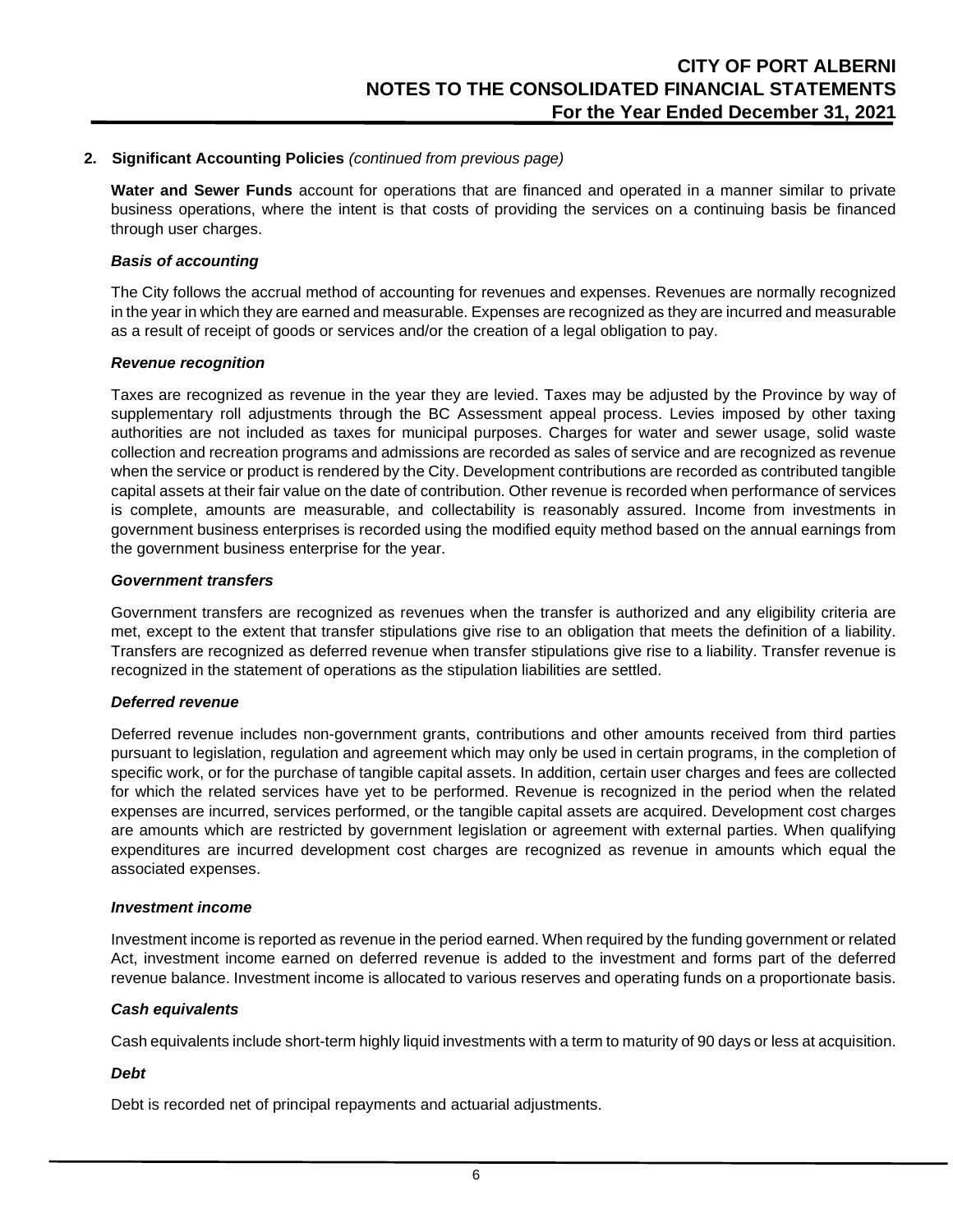## 2. Significant Accounting Policies *(continued from previous page)*

**Water and Sewer Funds** account for operations that are financed and operated in a manner similar to private business operations, where the intent is that costs of providing the services on a continuing basis be financed through user charges.

### *Basis of accounting*

The City follows the accrual method of accounting for revenues and expenses. Revenues are normally recognized in the year in which they are earned and measurable. Expenses are recognized as they are incurred and measurable as a result of receipt of goods or services and/or the creation of a legal obligation to pay.

### *Revenue recognition*

Taxes are recognized as revenue in the year they are levied. Taxes may be adjusted by the Province by way of supplementary roll adjustments through the BC Assessment appeal process. Levies imposed by other taxing authorities are not included as taxes for municipal purposes. Charges for water and sewer usage, solid waste collection and recreation programs and admissions are recorded as sales of service and are recognized as revenue when the service or product is rendered by the City. Development contributions are recorded as contributed tangible capital assets at their fair value on the date of contribution. Other revenue is recorded when performance of services is complete, amounts are measurable, and collectability is reasonably assured. Income from investments in government business enterprises is recorded using the modified equity method based on the annual earnings from the government business enterprise for the year.

### *Government transfers*

Government transfers are recognized as revenues when the transfer is authorized and any eligibility criteria are met, except to the extent that transfer stipulations give rise to an obligation that meets the definition of a liability. Transfers are recognized as deferred revenue when transfer stipulations give rise to a liability. Transfer revenue is recognized in the statement of operations as the stipulation liabilities are settled.

### *Deferred revenue*

Deferred revenue includes non-government grants, contributions and other amounts received from third parties pursuant to legislation, regulation and agreement which may only be used in certain programs, in the completion of specific work, or for the purchase of tangible capital assets. In addition, certain user charges and fees are collected for which the related services have yet to be performed. Revenue is recognized in the period when the related expenses are incurred, services performed, or the tangible capital assets are acquired. Development cost charges are amounts which are restricted by government legislation or agreement with external parties. When qualifying expenditures are incurred development cost charges are recognized as revenue in amounts which equal the associated expenses.

### *Investment income*

Investment income is reported as revenue in the period earned. When required by the funding government or related Act, investment income earned on deferred revenue is added to the investment and forms part of the deferred revenue balance. Investment income is allocated to various reserves and operating funds on a proportionate basis.

### *Cash equivalents*

Cash equivalents include short-term highly liquid investments with a term to maturity of 90 days or less at acquisition.

### *Debt*

Debt is recorded net of principal repayments and actuarial adjustments.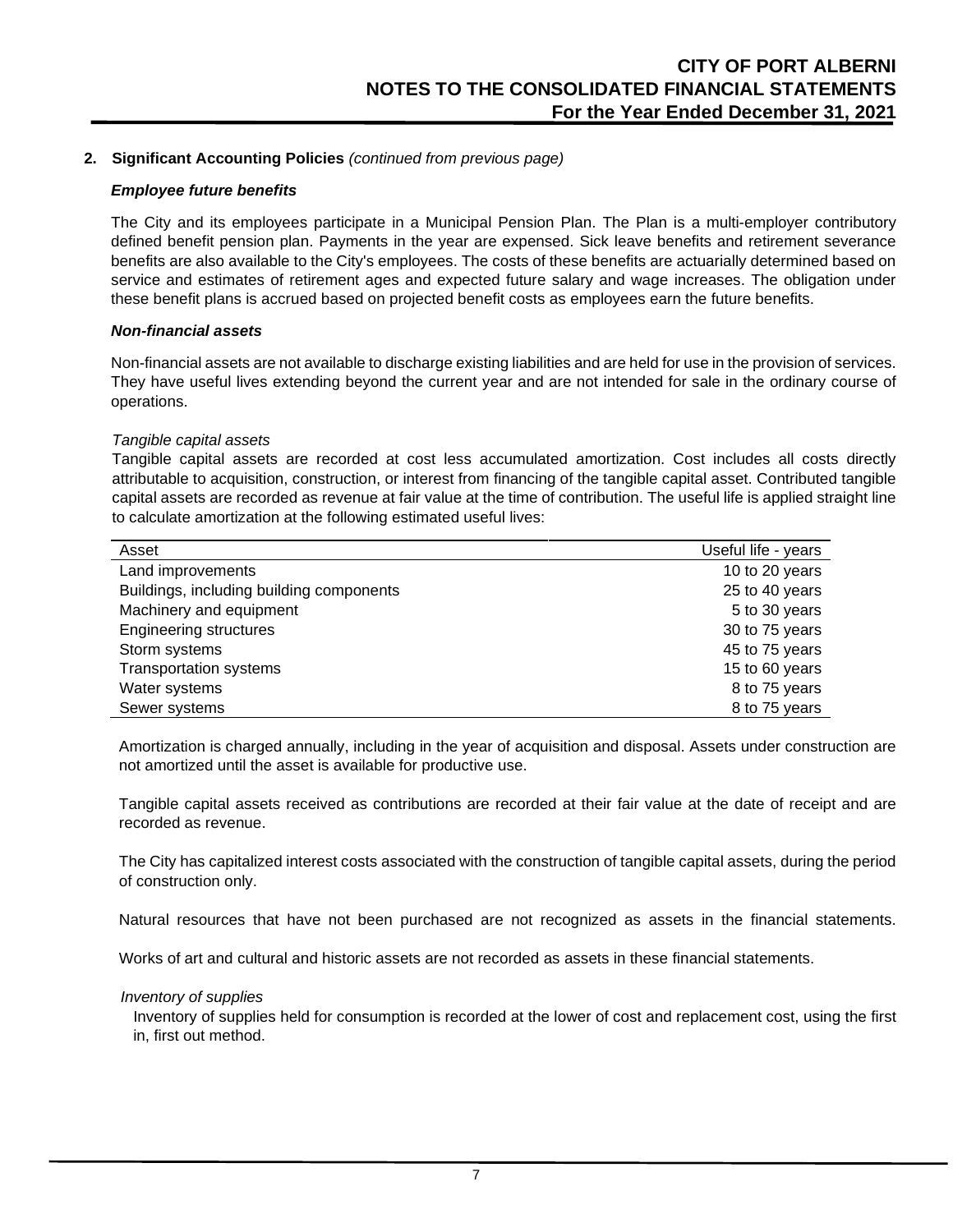## 2. Significant Accounting Policies *(continued from previous page)*

### *Employee future benefits*

The City and its employees participate in a Municipal Pension Plan. The Plan is a multi-employer contributory defined benefit pension plan. Payments in the year are expensed. Sick leave benefits and retirement severance benefits are also available to the City's employees. The costs of these benefits are actuarially determined based on service and estimates of retirement ages and expected future salary and wage increases. The obligation under these benefit plans is accrued based on projected benefit costs as employees earn the future benefits.

### *Non-financial assets*

Non-financial assets are not available to discharge existing liabilities and are held for use in the provision of services. They have useful lives extending beyond the current year and are not intended for sale in the ordinary course of operations.

*Tangible capital assets*

Tangible capital assets are recorded at cost less accumulated amortization. Cost includes all costs directly attributable to acquisition, construction, or interest from financing of the tangible capital asset. Contributed tangible capital assets are recorded as revenue at fair value at the time of contribution. The useful life is applied straight line to calculate amortization at the following estimated useful lives:

| Asset | Useful life - years |
|---|---|
| Land improvements | 10 to 20 years |
| Buildings, including building components | 25 to 40 years |
| Machinery and equipment | 5 to 30 years |
| Engineering structures | 30 to 75 years |
| Storm systems | 45 to 75 years |
| Transportation systems | 15 to 60 years |
| Water systems | 8 to 75 years |
| Sewer systems | 8 to 75 years |

Amortization is charged annually, including in the year of acquisition and disposal. Assets under construction are not amortized until the asset is available for productive use.

Tangible capital assets received as contributions are recorded at their fair value at the date of receipt and are recorded as revenue.

The City has capitalized interest costs associated with the construction of tangible capital assets, during the period of construction only.

Natural resources that have not been purchased are not recognized as assets in the financial statements.

Works of art and cultural and historic assets are not recorded as assets in these financial statements.

*Inventory of supplies*

Inventory of supplies held for consumption is recorded at the lower of cost and replacement cost, using the first in, first out method.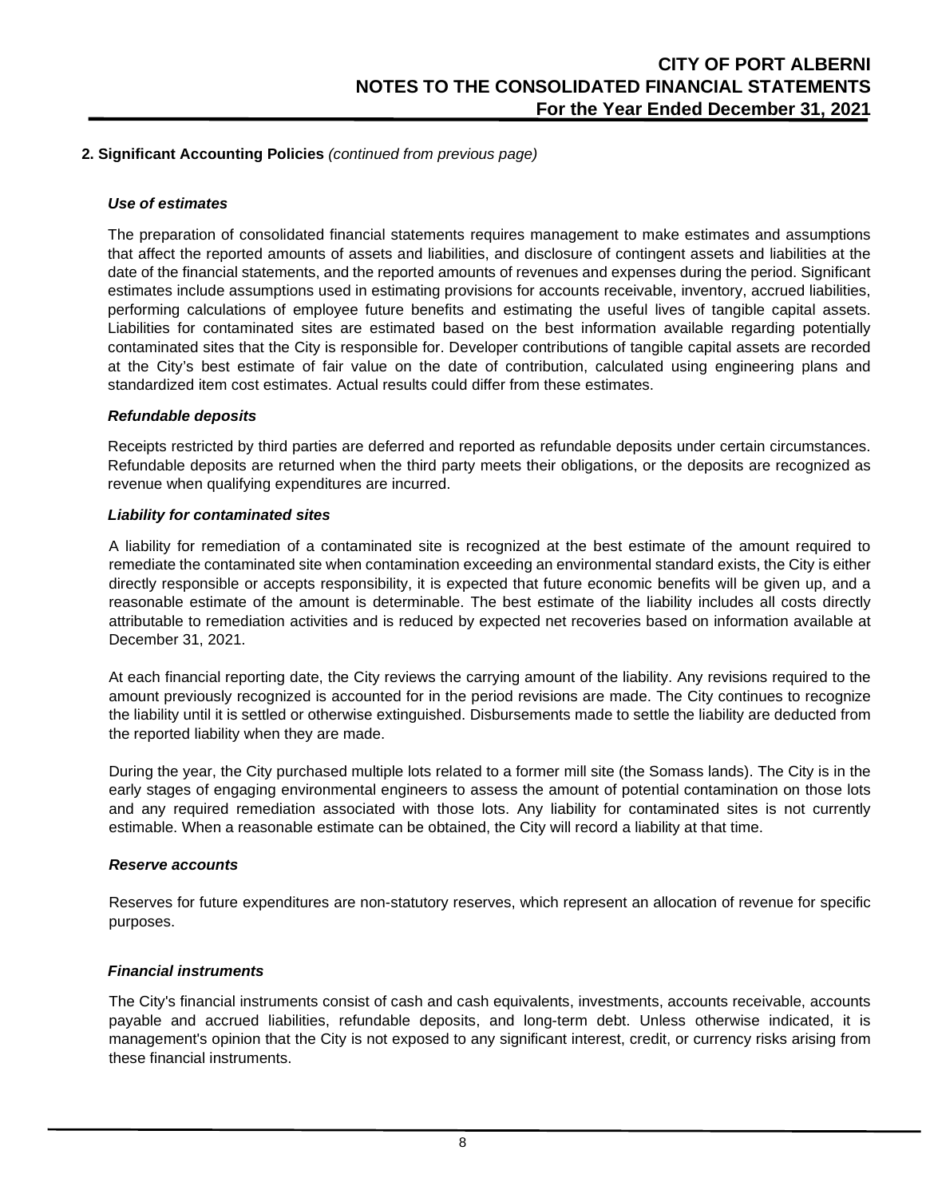## 2. Significant Accounting Policies *(continued from previous page)*

### *Use of estimates*

The preparation of consolidated financial statements requires management to make estimates and assumptions that affect the reported amounts of assets and liabilities, and disclosure of contingent assets and liabilities at the date of the financial statements, and the reported amounts of revenues and expenses during the period. Significant estimates include assumptions used in estimating provisions for accounts receivable, inventory, accrued liabilities, performing calculations of employee future benefits and estimating the useful lives of tangible capital assets. Liabilities for contaminated sites are estimated based on the best information available regarding potentially contaminated sites that the City is responsible for. Developer contributions of tangible capital assets are recorded at the City's best estimate of fair value on the date of contribution, calculated using engineering plans and standardized item cost estimates. Actual results could differ from these estimates.

### *Refundable deposits*

Receipts restricted by third parties are deferred and reported as refundable deposits under certain circumstances. Refundable deposits are returned when the third party meets their obligations, or the deposits are recognized as revenue when qualifying expenditures are incurred.

### *Liability for contaminated sites*

A liability for remediation of a contaminated site is recognized at the best estimate of the amount required to remediate the contaminated site when contamination exceeding an environmental standard exists, the City is either directly responsible or accepts responsibility, it is expected that future economic benefits will be given up, and a reasonable estimate of the amount is determinable. The best estimate of the liability includes all costs directly attributable to remediation activities and is reduced by expected net recoveries based on information available at December 31, 2021.

At each financial reporting date, the City reviews the carrying amount of the liability. Any revisions required to the amount previously recognized is accounted for in the period revisions are made. The City continues to recognize the liability until it is settled or otherwise extinguished. Disbursements made to settle the liability are deducted from the reported liability when they are made.

During the year, the City purchased multiple lots related to a former mill site (the Somass lands). The City is in the early stages of engaging environmental engineers to assess the amount of potential contamination on those lots and any required remediation associated with those lots. Any liability for contaminated sites is not currently estimable. When a reasonable estimate can be obtained, the City will record a liability at that time.

### *Reserve accounts*

Reserves for future expenditures are non-statutory reserves, which represent an allocation of revenue for specific purposes.

### *Financial instruments*

The City's financial instruments consist of cash and cash equivalents, investments, accounts receivable, accounts payable and accrued liabilities, refundable deposits, and long-term debt. Unless otherwise indicated, it is management's opinion that the City is not exposed to any significant interest, credit, or currency risks arising from these financial instruments.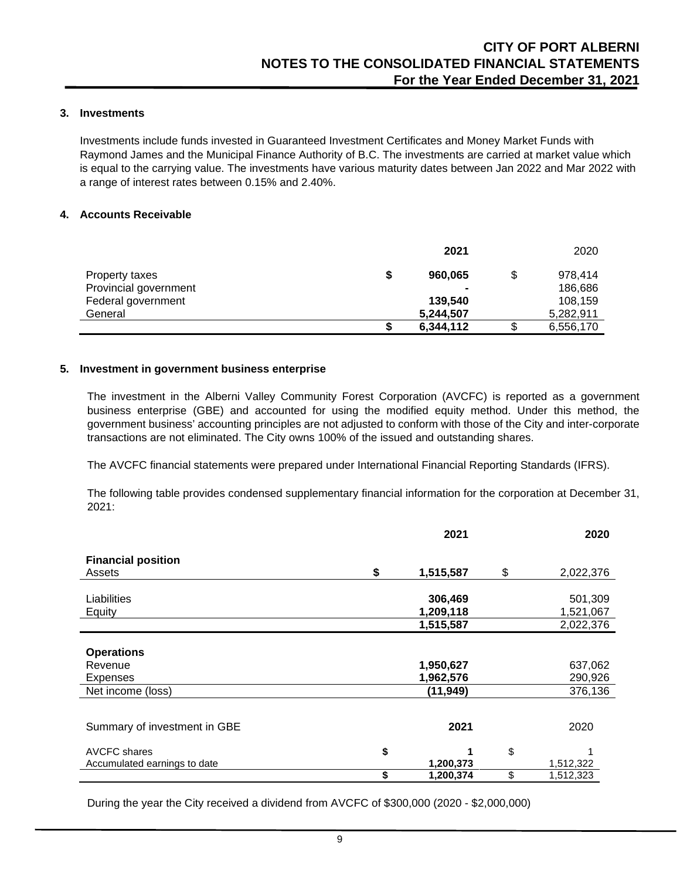### 3. Investments

Investments include funds invested in Guaranteed Investment Certificates and Money Market Funds with Raymond James and the Municipal Finance Authority of B.C. The investments are carried at market value which is equal to the carrying value. The investments have various maturity dates between Jan 2022 and Mar 2022 with a range of interest rates between 0.15% and 2.40%.

### 4. Accounts Receivable

| | **2021** | 2020 |
|---|---|---|
| Property taxes | **$ 960,065** | $ 978,414 |
| Provincial government | **-** | 186,686 |
| Federal government | **139,540** | 108,159 |
| General | **5,244,507** | 5,282,911 |
| | **$ 6,344,112** | $ 6,556,170 |

### 5. Investment in government business enterprise

The investment in the Alberni Valley Community Forest Corporation (AVCFC) is reported as a government business enterprise (GBE) and accounted for using the modified equity method. Under this method, the government business' accounting principles are not adjusted to conform with those of the City and inter-corporate transactions are not eliminated. The City owns 100% of the issued and outstanding shares.

The AVCFC financial statements were prepared under International Financial Reporting Standards (IFRS).

The following table provides condensed supplementary financial information for the corporation at December 31, 2021:

| | **2021** | **2020** |
|---|---|---|
| **Financial position** | | |
| Assets | **$ 1,515,587** | $ 2,022,376 |
| Liabilities | **306,469** | 501,309 |
| Equity | **1,209,118** | 1,521,067 |
| | **1,515,587** | 2,022,376 |
| **Operations** | | |
| Revenue | **1,950,627** | 637,062 |
| Expenses | **1,962,576** | 290,926 |
| Net income (loss) | **(11,949)** | 376,136 |

| Summary of investment in GBE | **2021** | 2020 |
|---|---|---|
| AVCFC shares | **$ 1** | $ 1 |
| Accumulated earnings to date | **1,200,373** | 1,512,322 |
| | **$ 1,200,374** | $ 1,512,323 |

During the year the City received a dividend from AVCFC of $300,000 (2020 - $2,000,000)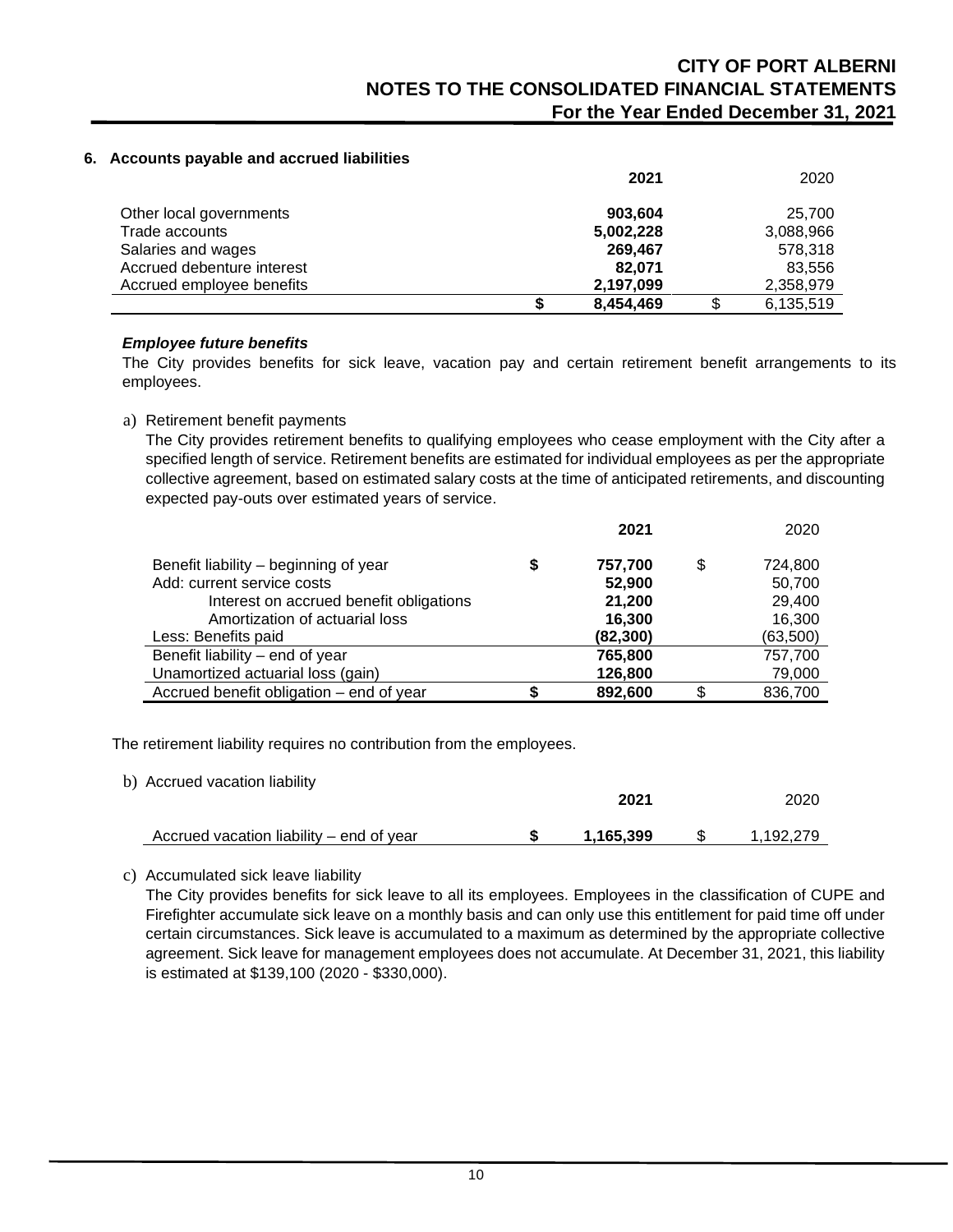## 6. Accounts payable and accrued liabilities

| | 2021 | 2020 |
|---|---|---|
| Other local governments | **903,604** | 25,700 |
| Trade accounts | **5,002,228** | 3,088,966 |
| Salaries and wages | **269,467** | 578,318 |
| Accrued debenture interest | **82,071** | 83,556 |
| Accrued employee benefits | **2,197,099** | 2,358,979 |
| | **$ 8,454,469** | $ 6,135,519 |

***Employee future benefits***

The City provides benefits for sick leave, vacation pay and certain retirement benefit arrangements to its employees.

a) Retirement benefit payments

The City provides retirement benefits to qualifying employees who cease employment with the City after a specified length of service. Retirement benefits are estimated for individual employees as per the appropriate collective agreement, based on estimated salary costs at the time of anticipated retirements, and discounting expected pay-outs over estimated years of service.

| | 2021 | 2020 |
|---|---|---|
| Benefit liability – beginning of year | **$ 757,700** | $ 724,800 |
| Add: current service costs | **52,900** | 50,700 |
| Interest on accrued benefit obligations | **21,200** | 29,400 |
| Amortization of actuarial loss | **16,300** | 16,300 |
| Less: Benefits paid | **(82,300)** | (63,500) |
| Benefit liability – end of year | **765,800** | 757,700 |
| Unamortized actuarial loss (gain) | **126,800** | 79,000 |
| Accrued benefit obligation – end of year | **$ 892,600** | $ 836,700 |

The retirement liability requires no contribution from the employees.

b) Accrued vacation liability

| | 2021 | 2020 |
|---|---|---|
| Accrued vacation liability – end of year | **$ 1,165,399** | $ 1,192,279 |

c) Accumulated sick leave liability

The City provides benefits for sick leave to all its employees. Employees in the classification of CUPE and Firefighter accumulate sick leave on a monthly basis and can only use this entitlement for paid time off under certain circumstances. Sick leave is accumulated to a maximum as determined by the appropriate collective agreement. Sick leave for management employees does not accumulate. At December 31, 2021, this liability is estimated at $139,100 (2020 - $330,000).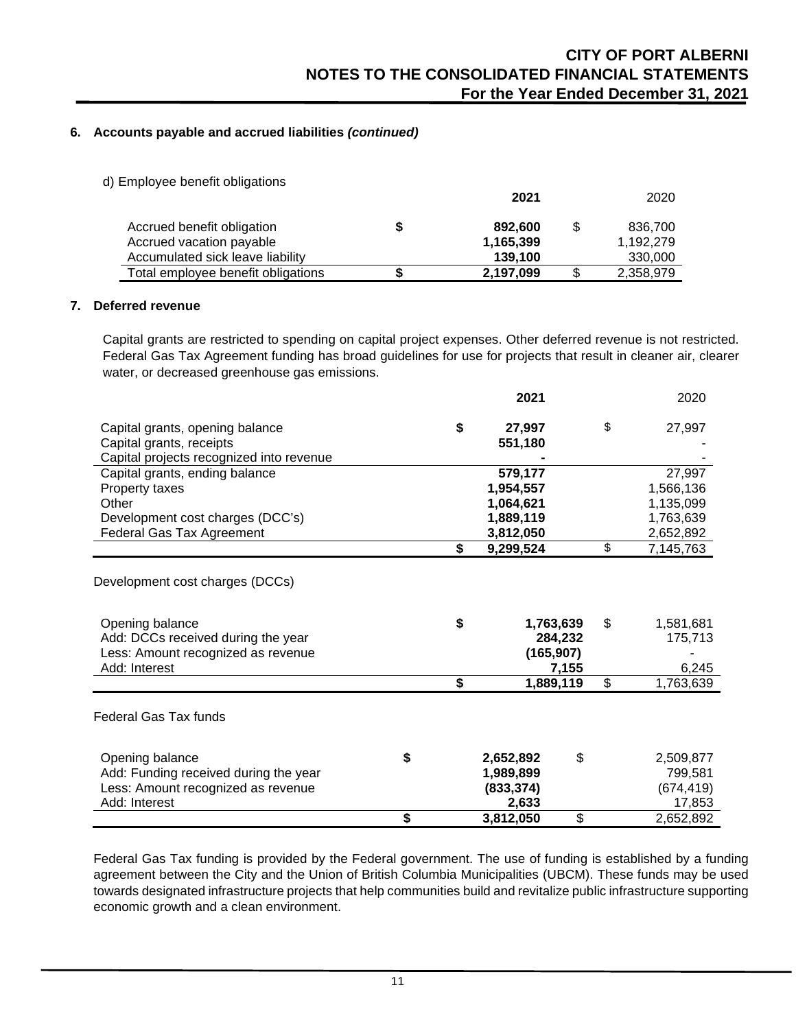## 6. Accounts payable and accrued liabilities *(continued)*

d) Employee benefit obligations

| | 2021 | 2020 |
|---|---|---|
| Accrued benefit obligation | $ 892,600 | $ 836,700 |
| Accrued vacation payable | 1,165,399 | 1,192,279 |
| Accumulated sick leave liability | 139,100 | 330,000 |
| Total employee benefit obligations | $ 2,197,099 | $ 2,358,979 |

## 7. Deferred revenue

Capital grants are restricted to spending on capital project expenses. Other deferred revenue is not restricted. Federal Gas Tax Agreement funding has broad guidelines for use for projects that result in cleaner air, clearer water, or decreased greenhouse gas emissions.

| | 2021 | 2020 |
|---|---|---|
| Capital grants, opening balance | $ 27,997 | $ 27,997 |
| Capital grants, receipts | 551,180 | - |
| Capital projects recognized into revenue | - | - |
| Capital grants, ending balance | 579,177 | 27,997 |
| Property taxes | 1,954,557 | 1,566,136 |
| Other | 1,064,621 | 1,135,099 |
| Development cost charges (DCC's) | 1,889,119 | 1,763,639 |
| Federal Gas Tax Agreement | 3,812,050 | 2,652,892 |
| | $ 9,299,524 | $ 7,145,763 |

Development cost charges (DCCs)

| | 2021 | 2020 |
|---|---|---|
| Opening balance | $ 1,763,639 | $ 1,581,681 |
| Add: DCCs received during the year | 284,232 | 175,713 |
| Less: Amount recognized as revenue | (165,907) | - |
| Add: Interest | 7,155 | 6,245 |
| | $ 1,889,119 | $ 1,763,639 |

Federal Gas Tax funds

| | 2021 | 2020 |
|---|---|---|
| Opening balance | $ 2,652,892 | $ 2,509,877 |
| Add: Funding received during the year | 1,989,899 | 799,581 |
| Less: Amount recognized as revenue | (833,374) | (674,419) |
| Add: Interest | 2,633 | 17,853 |
| | $ 3,812,050 | $ 2,652,892 |

Federal Gas Tax funding is provided by the Federal government. The use of funding is established by a funding agreement between the City and the Union of British Columbia Municipalities (UBCM). These funds may be used towards designated infrastructure projects that help communities build and revitalize public infrastructure supporting economic growth and a clean environment.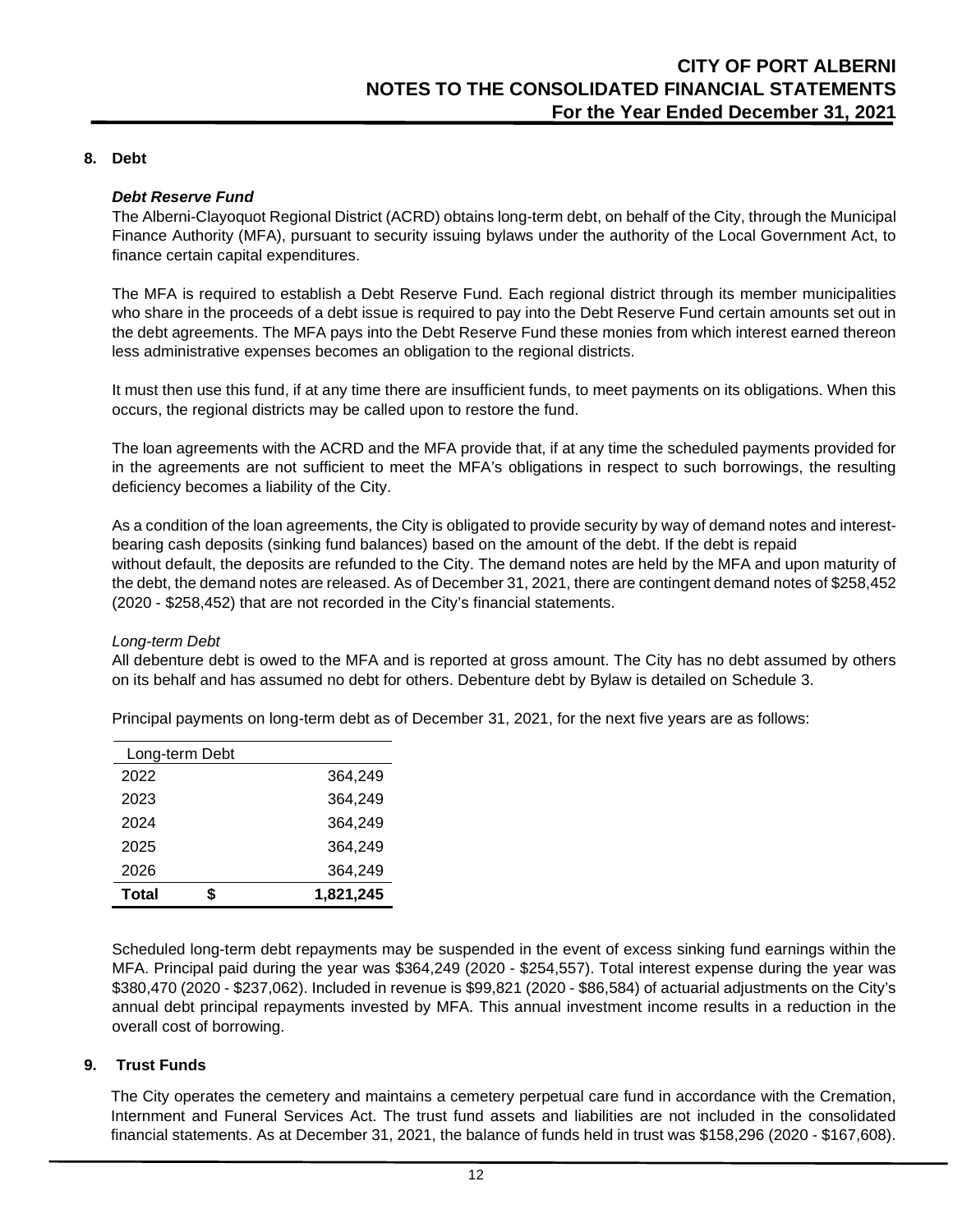## 8. Debt

***Debt Reserve Fund***

The Alberni-Clayoquot Regional District (ACRD) obtains long-term debt, on behalf of the City, through the Municipal Finance Authority (MFA), pursuant to security issuing bylaws under the authority of the Local Government Act, to finance certain capital expenditures.

The MFA is required to establish a Debt Reserve Fund. Each regional district through its member municipalities who share in the proceeds of a debt issue is required to pay into the Debt Reserve Fund certain amounts set out in the debt agreements. The MFA pays into the Debt Reserve Fund these monies from which interest earned thereon less administrative expenses becomes an obligation to the regional districts.

It must then use this fund, if at any time there are insufficient funds, to meet payments on its obligations. When this occurs, the regional districts may be called upon to restore the fund.

The loan agreements with the ACRD and the MFA provide that, if at any time the scheduled payments provided for in the agreements are not sufficient to meet the MFA's obligations in respect to such borrowings, the resulting deficiency becomes a liability of the City.

As a condition of the loan agreements, the City is obligated to provide security by way of demand notes and interest-bearing cash deposits (sinking fund balances) based on the amount of the debt. If the debt is repaid without default, the deposits are refunded to the City. The demand notes are held by the MFA and upon maturity of the debt, the demand notes are released. As of December 31, 2021, there are contingent demand notes of $258,452 (2020 - $258,452) that are not recorded in the City's financial statements.

*Long-term Debt*

All debenture debt is owed to the MFA and is reported at gross amount. The City has no debt assumed by others on its behalf and has assumed no debt for others. Debenture debt by Bylaw is detailed on Schedule 3.

Principal payments on long-term debt as of December 31, 2021, for the next five years are as follows:

| Long-term Debt | | |
|---|---|---|
| 2022 | | 364,249 |
| 2023 | | 364,249 |
| 2024 | | 364,249 |
| 2025 | | 364,249 |
| 2026 | | 364,249 |
| **Total** | **$** | **1,821,245** |

Scheduled long-term debt repayments may be suspended in the event of excess sinking fund earnings within the MFA. Principal paid during the year was $364,249 (2020 - $254,557). Total interest expense during the year was $380,470 (2020 - $237,062). Included in revenue is $99,821 (2020 - $86,584) of actuarial adjustments on the City's annual debt principal repayments invested by MFA. This annual investment income results in a reduction in the overall cost of borrowing.

## 9. Trust Funds

The City operates the cemetery and maintains a cemetery perpetual care fund in accordance with the Cremation, Internment and Funeral Services Act. The trust fund assets and liabilities are not included in the consolidated financial statements. As at December 31, 2021, the balance of funds held in trust was $158,296 (2020 - $167,608).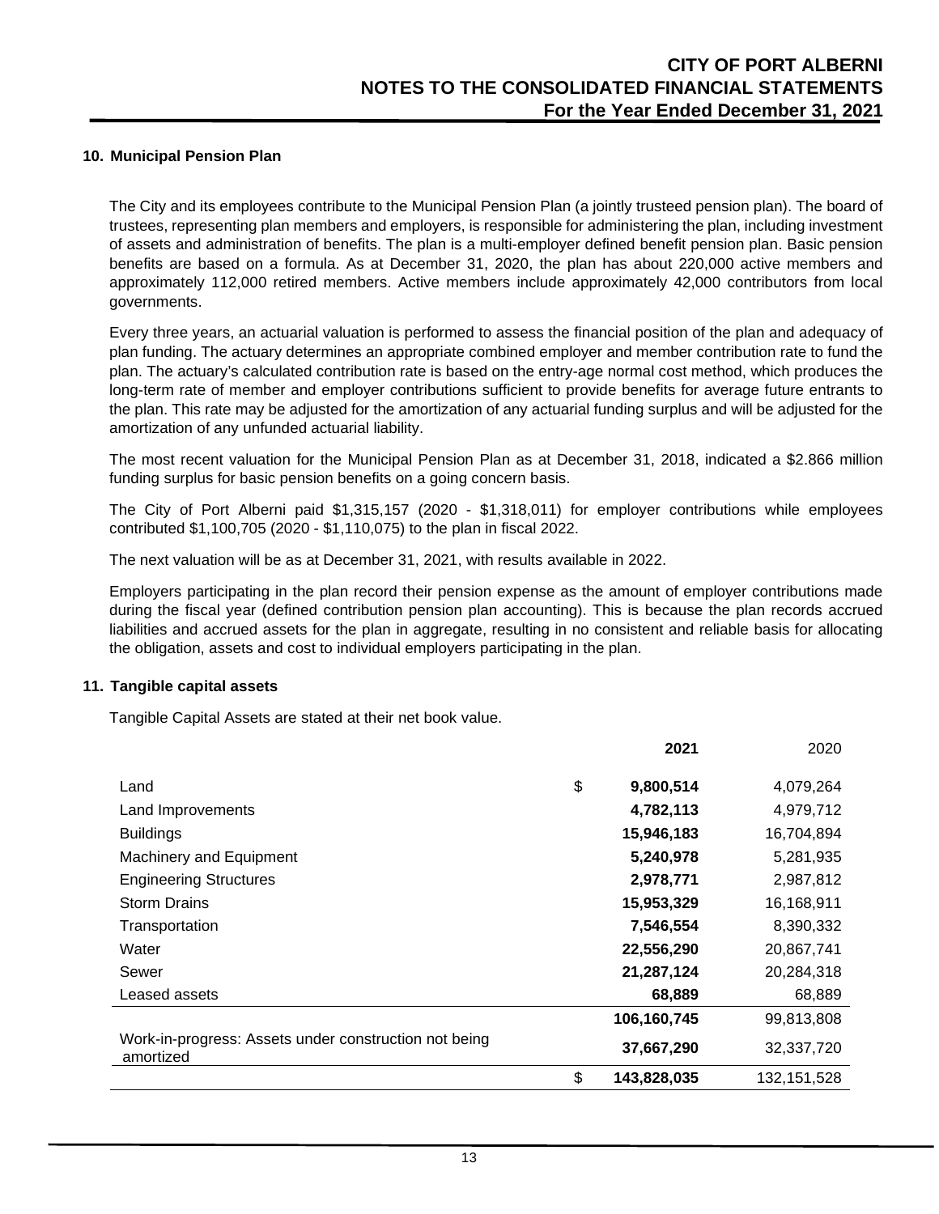## 10. Municipal Pension Plan

The City and its employees contribute to the Municipal Pension Plan (a jointly trusteed pension plan). The board of trustees, representing plan members and employers, is responsible for administering the plan, including investment of assets and administration of benefits. The plan is a multi-employer defined benefit pension plan. Basic pension benefits are based on a formula. As at December 31, 2020, the plan has about 220,000 active members and approximately 112,000 retired members. Active members include approximately 42,000 contributors from local governments.

Every three years, an actuarial valuation is performed to assess the financial position of the plan and adequacy of plan funding. The actuary determines an appropriate combined employer and member contribution rate to fund the plan. The actuary's calculated contribution rate is based on the entry-age normal cost method, which produces the long-term rate of member and employer contributions sufficient to provide benefits for average future entrants to the plan. This rate may be adjusted for the amortization of any actuarial funding surplus and will be adjusted for the amortization of any unfunded actuarial liability.

The most recent valuation for the Municipal Pension Plan as at December 31, 2018, indicated a $2.866 million funding surplus for basic pension benefits on a going concern basis.

The City of Port Alberni paid $1,315,157 (2020 - $1,318,011) for employer contributions while employees contributed $1,100,705 (2020 - $1,110,075) to the plan in fiscal 2022.

The next valuation will be as at December 31, 2021, with results available in 2022.

Employers participating in the plan record their pension expense as the amount of employer contributions made during the fiscal year (defined contribution pension plan accounting). This is because the plan records accrued liabilities and accrued assets for the plan in aggregate, resulting in no consistent and reliable basis for allocating the obligation, assets and cost to individual employers participating in the plan.

## 11. Tangible capital assets

Tangible Capital Assets are stated at their net book value.

| | | **2021** | 2020 |
|---|---|---|---|
| Land | $ | **9,800,514** | 4,079,264 |
| Land Improvements | | **4,782,113** | 4,979,712 |
| Buildings | | **15,946,183** | 16,704,894 |
| Machinery and Equipment | | **5,240,978** | 5,281,935 |
| Engineering Structures | | **2,978,771** | 2,987,812 |
| Storm Drains | | **15,953,329** | 16,168,911 |
| Transportation | | **7,546,554** | 8,390,332 |
| Water | | **22,556,290** | 20,867,741 |
| Sewer | | **21,287,124** | 20,284,318 |
| Leased assets | | **68,889** | 68,889 |
| | | **106,160,745** | 99,813,808 |
| Work-in-progress: Assets under construction not being amortized | | **37,667,290** | 32,337,720 |
| | $ | **143,828,035** | 132,151,528 |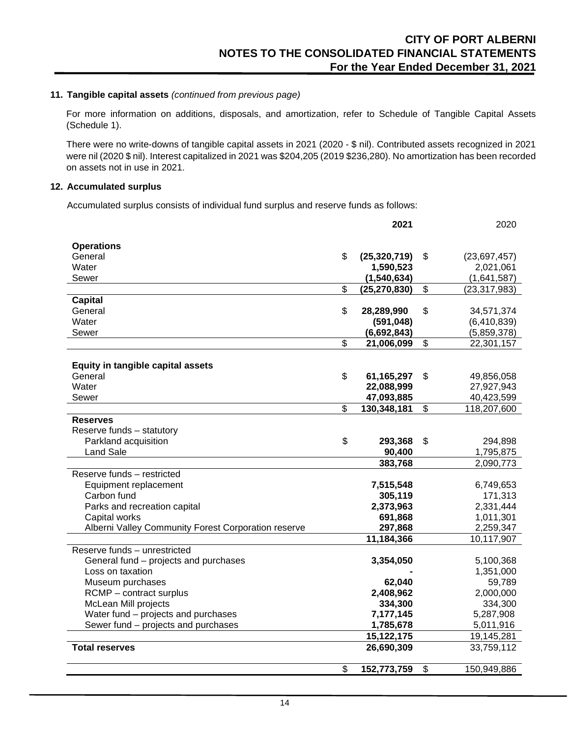**11. Tangible capital assets** *(continued from previous page)*

For more information on additions, disposals, and amortization, refer to Schedule of Tangible Capital Assets (Schedule 1).

There were no write-downs of tangible capital assets in 2021 (2020 - $ nil). Contributed assets recognized in 2021 were nil (2020 $ nil). Interest capitalized in 2021 was $204,205 (2019 $236,280). No amortization has been recorded on assets not in use in 2021.

**12. Accumulated surplus**

Accumulated surplus consists of individual fund surplus and reserve funds as follows:

| | | **2021** | | 2020 |
|---|---|---|---|---|
| **Operations** | | | | |
| General | $ | **(25,320,719)** | $ | (23,697,457) |
| Water | | **1,590,523** | | 2,021,061 |
| Sewer | | **(1,540,634)** | | (1,641,587) |
| | $ | **(25,270,830)** | $ | (23,317,983) |
| **Capital** | | | | |
| General | $ | **28,289,990** | $ | 34,571,374 |
| Water | | **(591,048)** | | (6,410,839) |
| Sewer | | **(6,692,843)** | | (5,859,378) |
| | $ | **21,006,099** | $ | 22,301,157 |
| **Equity in tangible capital assets** | | | | |
| General | $ | **61,165,297** | $ | 49,856,058 |
| Water | | **22,088,999** | | 27,927,943 |
| Sewer | | **47,093,885** | | 40,423,599 |
| | $ | **130,348,181** | $ | 118,207,600 |
| **Reserves** | | | | |
| Reserve funds – statutory | | | | |
| Parkland acquisition | $ | **293,368** | $ | 294,898 |
| Land Sale | | **90,400** | | 1,795,875 |
| | | **383,768** | | 2,090,773 |
| Reserve funds – restricted | | | | |
| Equipment replacement | | **7,515,548** | | 6,749,653 |
| Carbon fund | | **305,119** | | 171,313 |
| Parks and recreation capital | | **2,373,963** | | 2,331,444 |
| Capital works | | **691,868** | | 1,011,301 |
| Alberni Valley Community Forest Corporation reserve | | **297,868** | | 2,259,347 |
| | | **11,184,366** | | 10,117,907 |
| Reserve funds – unrestricted | | | | |
| General fund – projects and purchases | | **3,354,050** | | 5,100,368 |
| Loss on taxation | | **-** | | 1,351,000 |
| Museum purchases | | **62,040** | | 59,789 |
| RCMP – contract surplus | | **2,408,962** | | 2,000,000 |
| McLean Mill projects | | **334,300** | | 334,300 |
| Water fund – projects and purchases | | **7,177,145** | | 5,287,908 |
| Sewer fund – projects and purchases | | **1,785,678** | | 5,011,916 |
| | | **15,122,175** | | 19,145,281 |
| **Total reserves** | | **26,690,309** | | 33,759,112 |
| | $ | **152,773,759** | $ | 150,949,886 |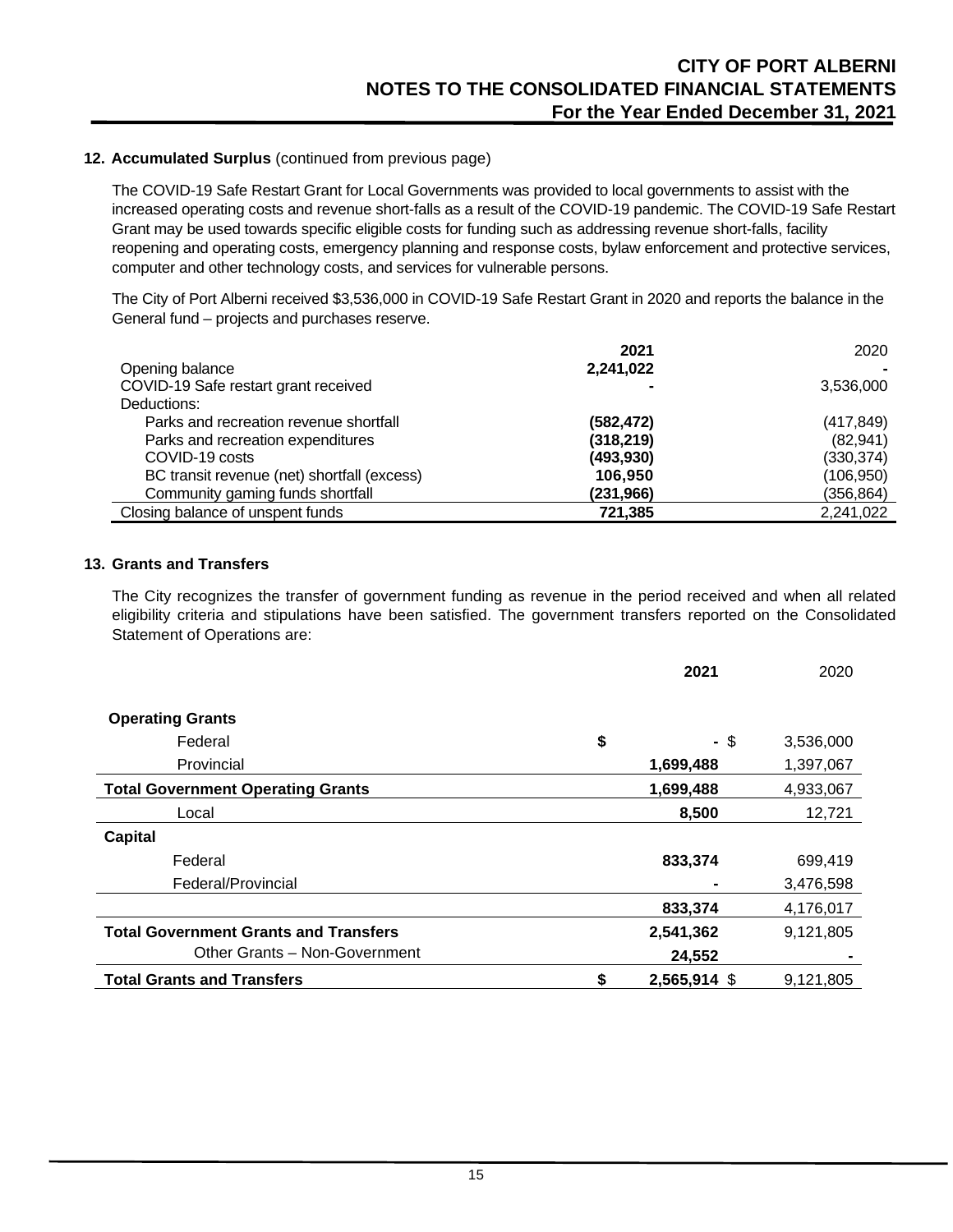**12. Accumulated Surplus** (continued from previous page)

The COVID-19 Safe Restart Grant for Local Governments was provided to local governments to assist with the increased operating costs and revenue short-falls as a result of the COVID-19 pandemic. The COVID-19 Safe Restart Grant may be used towards specific eligible costs for funding such as addressing revenue short-falls, facility reopening and operating costs, emergency planning and response costs, bylaw enforcement and protective services, computer and other technology costs, and services for vulnerable persons.

The City of Port Alberni received $3,536,000 in COVID-19 Safe Restart Grant in 2020 and reports the balance in the General fund – projects and purchases reserve.

| | **2021** | 2020 |
|---|---|---|
| Opening balance | **2,241,022** | - |
| COVID-19 Safe restart grant received | **-** | 3,536,000 |
| Deductions: | | |
| Parks and recreation revenue shortfall | **(582,472)** | (417,849) |
| Parks and recreation expenditures | **(318,219)** | (82,941) |
| COVID-19 costs | **(493,930)** | (330,374) |
| BC transit revenue (net) shortfall (excess) | **106,950** | (106,950) |
| Community gaming funds shortfall | **(231,966)** | (356,864) |
| Closing balance of unspent funds | **721,385** | 2,241,022 |

**13. Grants and Transfers**

The City recognizes the transfer of government funding as revenue in the period received and when all related eligibility criteria and stipulations have been satisfied. The government transfers reported on the Consolidated Statement of Operations are:

| | **2021** | 2020 |
|---|---|---|
| **Operating Grants** | | |
| Federal | **$ -** | $ 3,536,000 |
| Provincial | **1,699,488** | 1,397,067 |
| **Total Government Operating Grants** | **1,699,488** | 4,933,067 |
| Local | **8,500** | 12,721 |
| **Capital** | | |
| Federal | **833,374** | 699,419 |
| Federal/Provincial | **-** | 3,476,598 |
| | **833,374** | 4,176,017 |
| **Total Government Grants and Transfers** | **2,541,362** | 9,121,805 |
| Other Grants – Non-Government | **24,552** | - |
| **Total Grants and Transfers** | **$ 2,565,914** | $ 9,121,805 |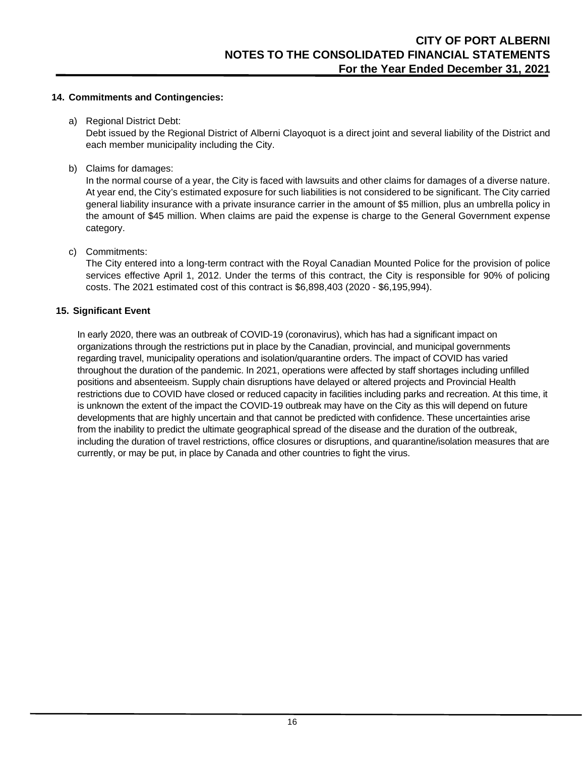## 14. Commitments and Contingencies:

a) Regional District Debt:
Debt issued by the Regional District of Alberni Clayoquot is a direct joint and several liability of the District and each member municipality including the City.

b) Claims for damages:
In the normal course of a year, the City is faced with lawsuits and other claims for damages of a diverse nature. At year end, the City's estimated exposure for such liabilities is not considered to be significant. The City carried general liability insurance with a private insurance carrier in the amount of $5 million, plus an umbrella policy in the amount of $45 million. When claims are paid the expense is charge to the General Government expense category.

c) Commitments:
The City entered into a long-term contract with the Royal Canadian Mounted Police for the provision of police services effective April 1, 2012. Under the terms of this contract, the City is responsible for 90% of policing costs. The 2021 estimated cost of this contract is $6,898,403 (2020 - $6,195,994).

## 15. Significant Event

In early 2020, there was an outbreak of COVID-19 (coronavirus), which has had a significant impact on organizations through the restrictions put in place by the Canadian, provincial, and municipal governments regarding travel, municipality operations and isolation/quarantine orders. The impact of COVID has varied throughout the duration of the pandemic. In 2021, operations were affected by staff shortages including unfilled positions and absenteeism. Supply chain disruptions have delayed or altered projects and Provincial Health restrictions due to COVID have closed or reduced capacity in facilities including parks and recreation. At this time, it is unknown the extent of the impact the COVID-19 outbreak may have on the City as this will depend on future developments that are highly uncertain and that cannot be predicted with confidence. These uncertainties arise from the inability to predict the ultimate geographical spread of the disease and the duration of the outbreak, including the duration of travel restrictions, office closures or disruptions, and quarantine/isolation measures that are currently, or may be put, in place by Canada and other countries to fight the virus.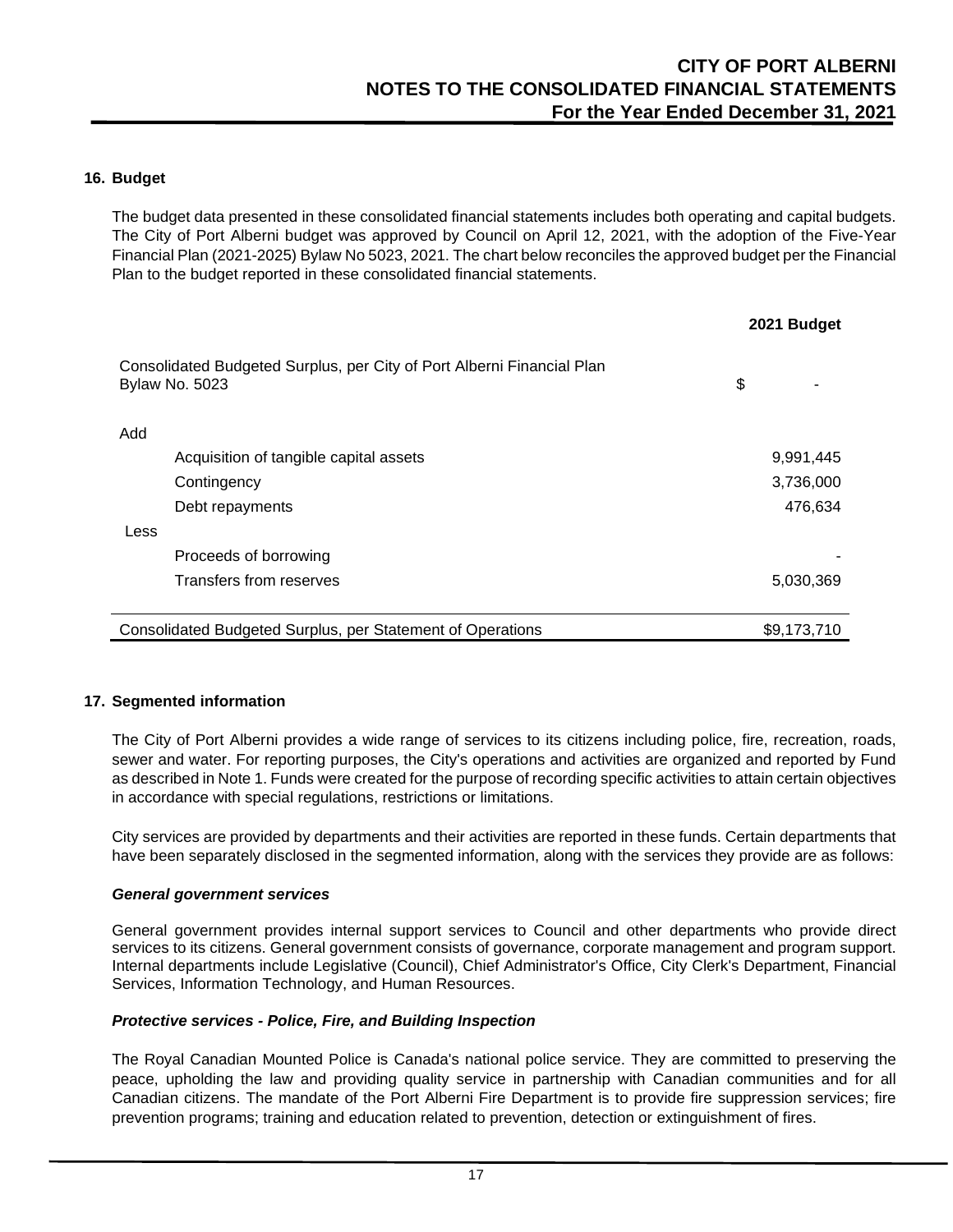## 16. Budget

The budget data presented in these consolidated financial statements includes both operating and capital budgets. The City of Port Alberni budget was approved by Council on April 12, 2021, with the adoption of the Five-Year Financial Plan (2021-2025) Bylaw No 5023, 2021. The chart below reconciles the approved budget per the Financial Plan to the budget reported in these consolidated financial statements.

| | 2021 Budget |
|---|---|
| Consolidated Budgeted Surplus, per City of Port Alberni Financial Plan Bylaw No. 5023 | $ - |
| Add | |
| Acquisition of tangible capital assets | 9,991,445 |
| Contingency | 3,736,000 |
| Debt repayments | 476,634 |
| Less | |
| Proceeds of borrowing | - |
| Transfers from reserves | 5,030,369 |
| Consolidated Budgeted Surplus, per Statement of Operations | $9,173,710 |

## 17. Segmented information

The City of Port Alberni provides a wide range of services to its citizens including police, fire, recreation, roads, sewer and water. For reporting purposes, the City's operations and activities are organized and reported by Fund as described in Note 1. Funds were created for the purpose of recording specific activities to attain certain objectives in accordance with special regulations, restrictions or limitations.

City services are provided by departments and their activities are reported in these funds. Certain departments that have been separately disclosed in the segmented information, along with the services they provide are as follows:

### *General government services*

General government provides internal support services to Council and other departments who provide direct services to its citizens. General government consists of governance, corporate management and program support. Internal departments include Legislative (Council), Chief Administrator's Office, City Clerk's Department, Financial Services, Information Technology, and Human Resources.

### *Protective services - Police, Fire, and Building Inspection*

The Royal Canadian Mounted Police is Canada's national police service. They are committed to preserving the peace, upholding the law and providing quality service in partnership with Canadian communities and for all Canadian citizens. The mandate of the Port Alberni Fire Department is to provide fire suppression services; fire prevention programs; training and education related to prevention, detection or extinguishment of fires.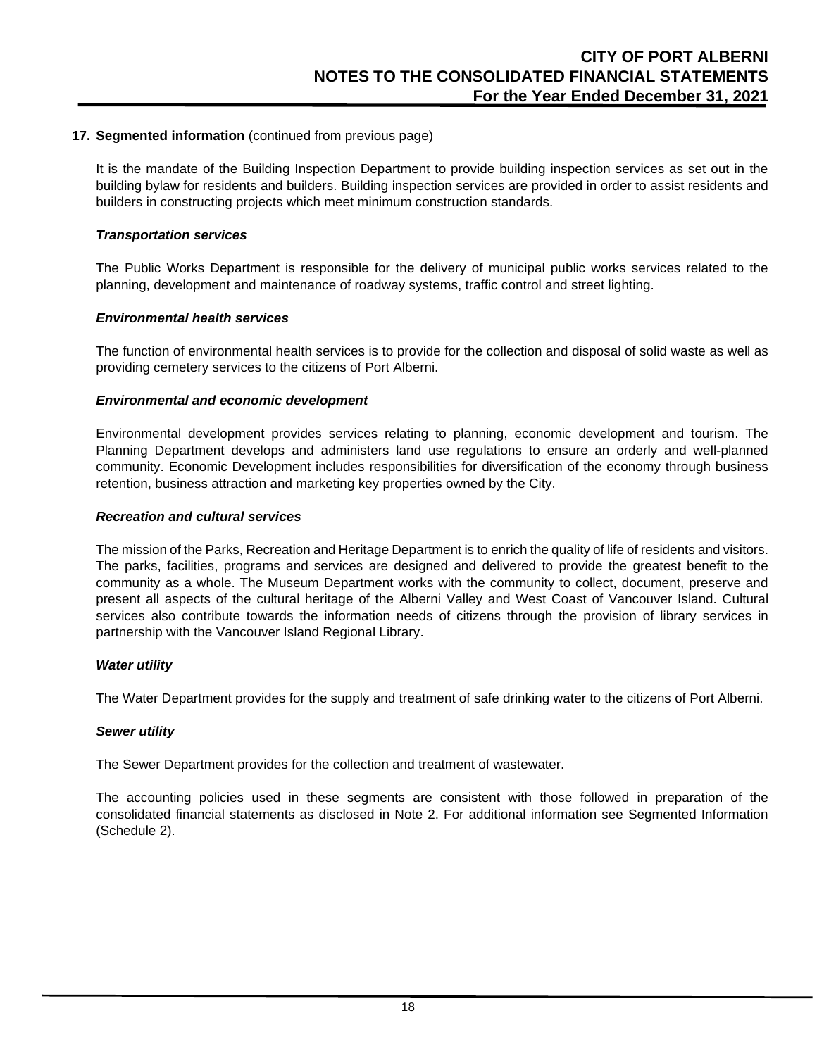**17. Segmented information** (continued from previous page)

It is the mandate of the Building Inspection Department to provide building inspection services as set out in the building bylaw for residents and builders. Building inspection services are provided in order to assist residents and builders in constructing projects which meet minimum construction standards.

***Transportation services***

The Public Works Department is responsible for the delivery of municipal public works services related to the planning, development and maintenance of roadway systems, traffic control and street lighting.

***Environmental health services***

The function of environmental health services is to provide for the collection and disposal of solid waste as well as providing cemetery services to the citizens of Port Alberni.

***Environmental and economic development***

Environmental development provides services relating to planning, economic development and tourism. The Planning Department develops and administers land use regulations to ensure an orderly and well-planned community. Economic Development includes responsibilities for diversification of the economy through business retention, business attraction and marketing key properties owned by the City.

***Recreation and cultural services***

The mission of the Parks, Recreation and Heritage Department is to enrich the quality of life of residents and visitors. The parks, facilities, programs and services are designed and delivered to provide the greatest benefit to the community as a whole. The Museum Department works with the community to collect, document, preserve and present all aspects of the cultural heritage of the Alberni Valley and West Coast of Vancouver Island. Cultural services also contribute towards the information needs of citizens through the provision of library services in partnership with the Vancouver Island Regional Library.

***Water utility***

The Water Department provides for the supply and treatment of safe drinking water to the citizens of Port Alberni.

***Sewer utility***

The Sewer Department provides for the collection and treatment of wastewater.

The accounting policies used in these segments are consistent with those followed in preparation of the consolidated financial statements as disclosed in Note 2. For additional information see Segmented Information (Schedule 2).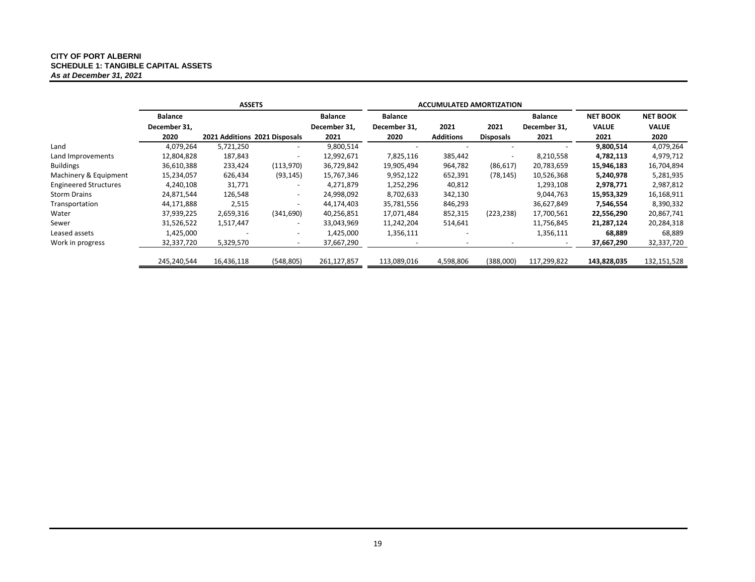**CITY OF PORT ALBERNI**
**SCHEDULE 1: TANGIBLE CAPITAL ASSETS**
***As at December 31, 2021***

| | ASSETS | | | | ACCUMULATED AMORTIZATION | | | | | |
|---|---|---|---|---|---|---|---|---|---|---|
| | **Balance December 31, 2020** | **2021 Additions** | **2021 Disposals** | **Balance December 31, 2021** | **Balance December 31, 2020** | **2021 Additions** | **2021 Disposals** | **Balance December 31, 2021** | **NET BOOK VALUE 2021** | **NET BOOK VALUE 2020** |
| Land | 4,079,264 | 5,721,250 | - | 9,800,514 | - | - | - | - | **9,800,514** | 4,079,264 |
| Land Improvements | 12,804,828 | 187,843 | - | 12,992,671 | 7,825,116 | 385,442 | - | 8,210,558 | **4,782,113** | 4,979,712 |
| Buildings | 36,610,388 | 233,424 | (113,970) | 36,729,842 | 19,905,494 | 964,782 | (86,617) | 20,783,659 | **15,946,183** | 16,704,894 |
| Machinery & Equipment | 15,234,057 | 626,434 | (93,145) | 15,767,346 | 9,952,122 | 652,391 | (78,145) | 10,526,368 | **5,240,978** | 5,281,935 |
| Engineered Structures | 4,240,108 | 31,771 | - | 4,271,879 | 1,252,296 | 40,812 | | 1,293,108 | **2,978,771** | 2,987,812 |
| Storm Drains | 24,871,544 | 126,548 | - | 24,998,092 | 8,702,633 | 342,130 | | 9,044,763 | **15,953,329** | 16,168,911 |
| Transportation | 44,171,888 | 2,515 | - | 44,174,403 | 35,781,556 | 846,293 | | 36,627,849 | **7,546,554** | 8,390,332 |
| Water | 37,939,225 | 2,659,316 | (341,690) | 40,256,851 | 17,071,484 | 852,315 | (223,238) | 17,700,561 | **22,556,290** | 20,867,741 |
| Sewer | 31,526,522 | 1,517,447 | - | 33,043,969 | 11,242,204 | 514,641 | | 11,756,845 | **21,287,124** | 20,284,318 |
| Leased assets | 1,425,000 | - | - | 1,425,000 | 1,356,111 | - | | 1,356,111 | **68,889** | 68,889 |
| Work in progress | 32,337,720 | 5,329,570 | - | 37,667,290 | - | - | - | - | **37,667,290** | 32,337,720 |
| | 245,240,544 | 16,436,118 | (548,805) | 261,127,857 | 113,089,016 | 4,598,806 | (388,000) | 117,299,822 | **143,828,035** | 132,151,528 |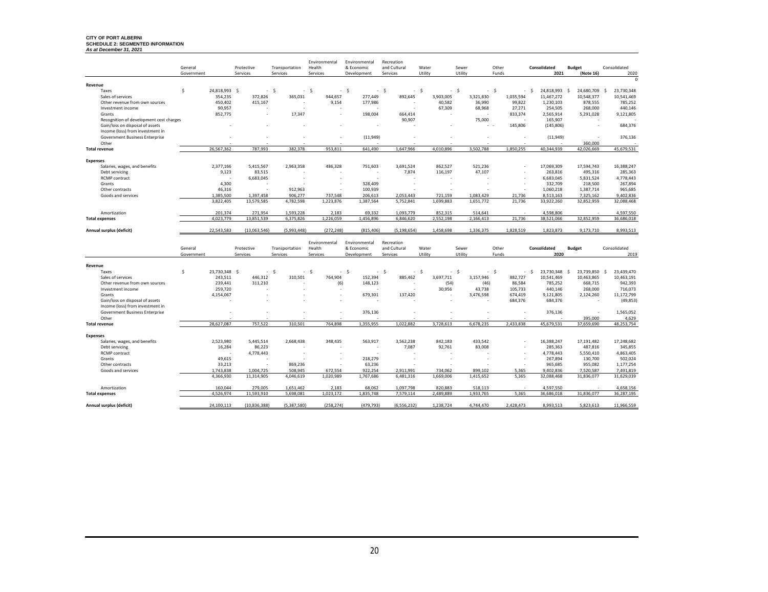**CITY OF PORT ALBERNI**
**SCHEDULE 2: SEGMENTED INFORMATION**
***As at December 31, 2021***

| | General Government | Protective Services | Transportation Services | Environmental Health Services | Environmental & Economic Development | Recreation and Cultural Services | Water Utility | Sewer Utility | Other Funds | Consolidated 2021 | Budget (Note 16) | Consolidated 2020 |
|---|---|---|---|---|---|---|---|---|---|---|---|---|
| | | | | | | | | | | | | 0 |
| **Revenue** | | | | | | | | | | | | |
| Taxes | $ 24,818,993 | $ - | $ - | $ - | $ - | $ - | $ - | $ - | $ - | $ 24,818,993 | $ 24,680,709 | $ 23,730,348 |
| Sales of services | 354,235 | 372,826 | 365,031 | 944,657 | 277,449 | 892,645 | 3,903,005 | 3,321,830 | 1,035,594 | 11,467,272 | 10,548,377 | 10,541,469 |
| Other revenue from own sources | 450,402 | 415,167 | - | 9,154 | 177,986 | - | 40,582 | 36,990 | 99,822 | 1,230,103 | 878,555 | 785,252 |
| Investment income | 90,957 | - | - | - | - | - | 67,309 | 68,968 | 27,271 | 254,505 | 268,000 | 440,146 |
| Grants | 852,775 | - | 17,347 | - | 198,004 | 664,414 | - | - | 833,374 | 2,565,914 | 5,291,028 | 9,121,805 |
| Recognition of development cost charges | | | | | | 90,907 | | 75,000 | - | 165,907 | - | - |
| Gain/loss on disposal of assets | - | - | - | - | - | - | - | - - | 145,806 | (145,806) | - | 684,376 |
| Income (loss) from investment in Government Business Enterprise | - | - | - | - | (11,949) | - | - | - | - | (11,949) | - | 376,136 |
| Other | - | - | - | - | - | - | - | - | - | - | 360,000 | - |
| **Total revenue** | 26,567,362 | 787,993 | 382,378 | 953,811 | 641,490 | 1,647,966 | 4,010,896 | 3,502,788 | 1,850,255 | 40,344,939 | 42,026,669 | 45,679,531 |
| **Expenses** | | | | | | | | | | | | |
| Salaries, wages, and benefits | 2,377,166 | 5,415,567 | 2,963,358 | 486,328 | 751,603 | 3,691,524 | 862,527 | 521,236 | - | 17,069,309 | 17,594,743 | 16,388,247 |
| Debt servicing | 9,123 | 83,515 | - | - | - | 7,874 | 116,197 | 47,107 | - | 263,816 | 495,316 | 285,363 |
| RCMP contract | - | 6,683,045 | - | - | - | - | - | - | - | 6,683,045 | 5,831,524 | 4,778,443 |
| Grants | 4,300 | - | - | - | 328,409 | - | - | - | - | 332,709 | 218,500 | 267,894 |
| Other contracts | 46,316 | - | 912,963 | - | 100,939 | - | - | - | - | 1,060,218 | 1,387,714 | 965,685 |
| Goods and services | 1,385,500 | 1,397,458 | 906,277 | 737,548 | 206,613 | 2,053,443 | 721,159 | 1,083,429 | 21,736 | 8,513,163 | 7,325,162 | 9,402,836 |
| | 3,822,405 | 13,579,585 | 4,782,598 | 1,223,876 | 1,387,564 | 5,752,841 | 1,699,883 | 1,651,772 | 21,736 | 33,922,260 | 32,852,959 | 32,088,468 |
| Amortization | 201,374 | 271,954 | 1,593,228 | 2,183 | 69,332 | 1,093,779 | 852,315 | 514,641 | - | 4,598,806 | - | 4,597,550 |
| **Total expenses** | 4,023,779 | 13,851,539 | 6,375,826 | 1,226,059 | 1,456,896 | 6,846,620 | 2,552,198 | 2,166,413 | 21,736 | 38,521,066 | 32,852,959 | 36,686,018 |
| **Annual surplus (deficit)** | 22,543,583 | (13,063,546) | (5,993,448) | (272,248) | (815,406) | (5,198,654) | 1,458,698 | 1,336,375 | 1,828,519 | 1,823,873 | 9,173,710 | 8,993,513 |

| | General Government | Protective Services | Transportation Services | Environmental Health Services | Environmental & Economic Development | Recreation and Cultural Services | Water Utility | Sewer Utility | Other Funds | Consolidated 2020 | Budget | Consolidated 2019 |
|---|---|---|---|---|---|---|---|---|---|---|---|---|
| **Revenue** | | | | | | | | | | | | |
| Taxes | $ 23,730,348 | $ - | $ - | $ - | $ - | $ - | $ - | $ - | $ - | $ 23,730,348 | $ 23,739,850 | $ 23,439,470 |
| Sales of services | 243,511 | 446,312 | 310,501 | 764,904 | 152,394 | 885,462 | 3,697,711 | 3,157,946 | 882,727 | 10,541,469 | 10,463,865 | 10,463,191 |
| Other revenue from own sources | 239,441 | 311,210 | - | (6) | 148,123 | - | (54) | (46) | 86,584 | 785,252 | 668,715 | 942,393 |
| Investment income | 259,720 | - | - | - | - | - | 30,956 | 43,738 | 105,733 | 440,146 | 268,000 | 716,073 |
| Grants | 4,154,067 | - | - | - | 679,301 | 137,420 | - | 3,476,598 | 674,419 | 9,121,805 | 2,124,260 | 11,172,799 |
| Gain/loss on disposal of assets | - | - | - | - | - | - | - | - | 684,376 | 684,376 | - | (49,853) |
| Income (loss) from investment in Government Business Enterprise | - | - | - | - | 376,136 | - | - | - | - | 376,136 | - | 1,565,052 |
| Other | - | - | - | - | - | - | - | - | - | - | 395,000 | 4,629 |
| **Total revenue** | 28,627,087 | 757,522 | 310,501 | 764,898 | 1,355,955 | 1,022,882 | 3,728,613 | 6,678,235 | 2,433,838 | 45,679,531 | 37,659,690 | 48,253,754 |
| **Expenses** | | | | | | | | | | | | |
| Salaries, wages, and benefits | 2,523,980 | 5,445,514 | 2,668,438 | 348,435 | 563,917 | 3,562,238 | 842,183 | 433,542 | - | 16,388,247 | 17,191,482 | 17,248,682 |
| Debt servicing | 16,284 | 86,223 | - | - | - | 7,087 | 92,761 | 83,008 | - | 285,363 | 487,816 | 345,855 |
| RCMP contract | - | 4,778,443 | - | - | - | - | - | - | - | 4,778,443 | 5,550,410 | 4,863,405 |
| Grants | 49,615 | - | - | - | 218,279 | - | - | - | - | 267,894 | 130,700 | 502,024 |
| Other contracts | 33,213 | - | 869,236 | - | 63,236 | - | - | - | - | 965,685 | 955,082 | 1,177,254 |
| Goods and services | 1,743,838 | 1,004,725 | 508,945 | 672,554 | 922,254 | 2,911,991 | 734,062 | 899,102 | 5,365 | 9,402,836 | 7,520,587 | 7,491,819 |
| | 4,366,930 | 11,314,905 | 4,046,619 | 1,020,989 | 1,767,686 | 6,481,316 | 1,669,006 | 1,415,652 | 5,365 | 32,088,468 | 31,836,077 | 31,629,039 |
| Amortization | 160,044 | 279,005 | 1,651,462 | 2,183 | 68,062 | 1,097,798 | 820,883 | 518,113 | - | 4,597,550 | - | 4,658,156 |
| **Total expenses** | 4,526,974 | 11,593,910 | 5,698,081 | 1,023,172 | 1,835,748 | 7,579,114 | 2,489,889 | 1,933,765 | 5,365 | 36,686,018 | 31,836,077 | 36,287,195 |
| **Annual surplus (deficit)** | 24,100,113 | (10,836,388) | (5,387,580) | (258,274) | (479,793) | (6,556,232) | 1,238,724 | 4,744,470 | 2,428,473 | 8,993,513 | 5,823,613 | 11,966,559 |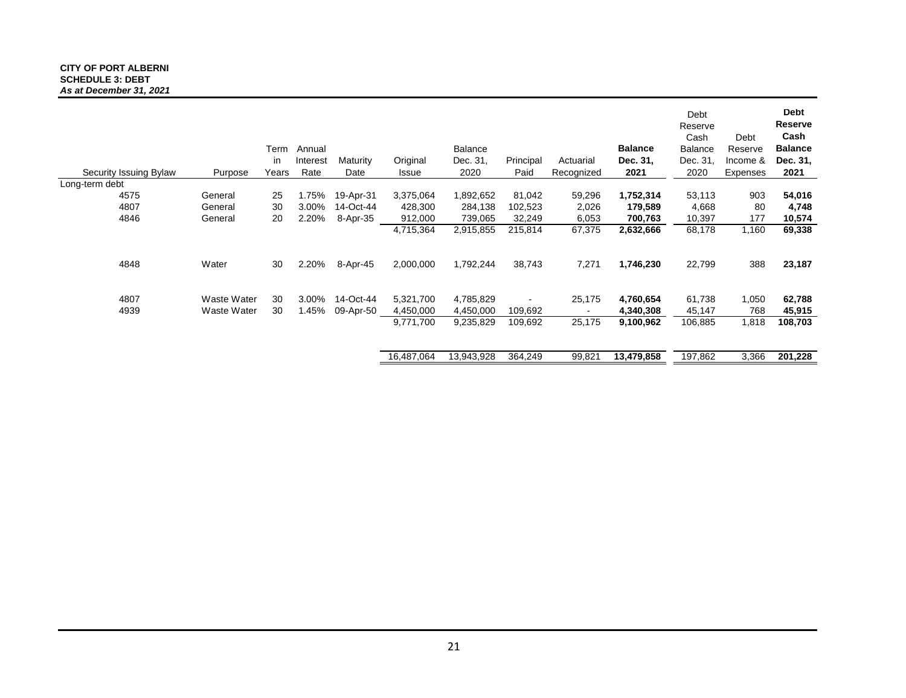**CITY OF PORT ALBERNI**
**SCHEDULE 3: DEBT**
***As at December 31, 2021***

| Security Issuing Bylaw | Purpose | Term in Years | Annual Interest Rate | Maturity Date | Original Issue | Balance Dec. 31, 2020 | Principal Paid | Actuarial Recognized | **Balance Dec. 31, 2021** | Debt Reserve Cash Balance Dec. 31, 2020 | Debt Reserve Income & Expenses | **Debt Reserve Cash Balance Dec. 31, 2021** |
|---|---|---|---|---|---|---|---|---|---|---|---|---|
| Long-term debt | | | | | | | | | | | | |
| 4575 | General | 25 | 1.75% | 19-Apr-31 | 3,375,064 | 1,892,652 | 81,042 | 59,296 | **1,752,314** | 53,113 | 903 | **54,016** |
| 4807 | General | 30 | 3.00% | 14-Oct-44 | 428,300 | 284,138 | 102,523 | 2,026 | **179,589** | 4,668 | 80 | **4,748** |
| 4846 | General | 20 | 2.20% | 8-Apr-35 | 912,000 | 739,065 | 32,249 | 6,053 | **700,763** | 10,397 | 177 | **10,574** |
| | | | | | 4,715,364 | 2,915,855 | 215,814 | 67,375 | **2,632,666** | 68,178 | 1,160 | **69,338** |
| 4848 | Water | 30 | 2.20% | 8-Apr-45 | 2,000,000 | 1,792,244 | 38,743 | 7,271 | **1,746,230** | 22,799 | 388 | **23,187** |
| 4807 | Waste Water | 30 | 3.00% | 14-Oct-44 | 5,321,700 | 4,785,829 | - | 25,175 | **4,760,654** | 61,738 | 1,050 | **62,788** |
| 4939 | Waste Water | 30 | 1.45% | 09-Apr-50 | 4,450,000 | 4,450,000 | 109,692 | - | **4,340,308** | 45,147 | 768 | **45,915** |
| | | | | | 9,771,700 | 9,235,829 | 109,692 | 25,175 | **9,100,962** | 106,885 | 1,818 | **108,703** |
| | | | | | 16,487,064 | 13,943,928 | 364,249 | 99,821 | **13,479,858** | 197,862 | 3,366 | **201,228** |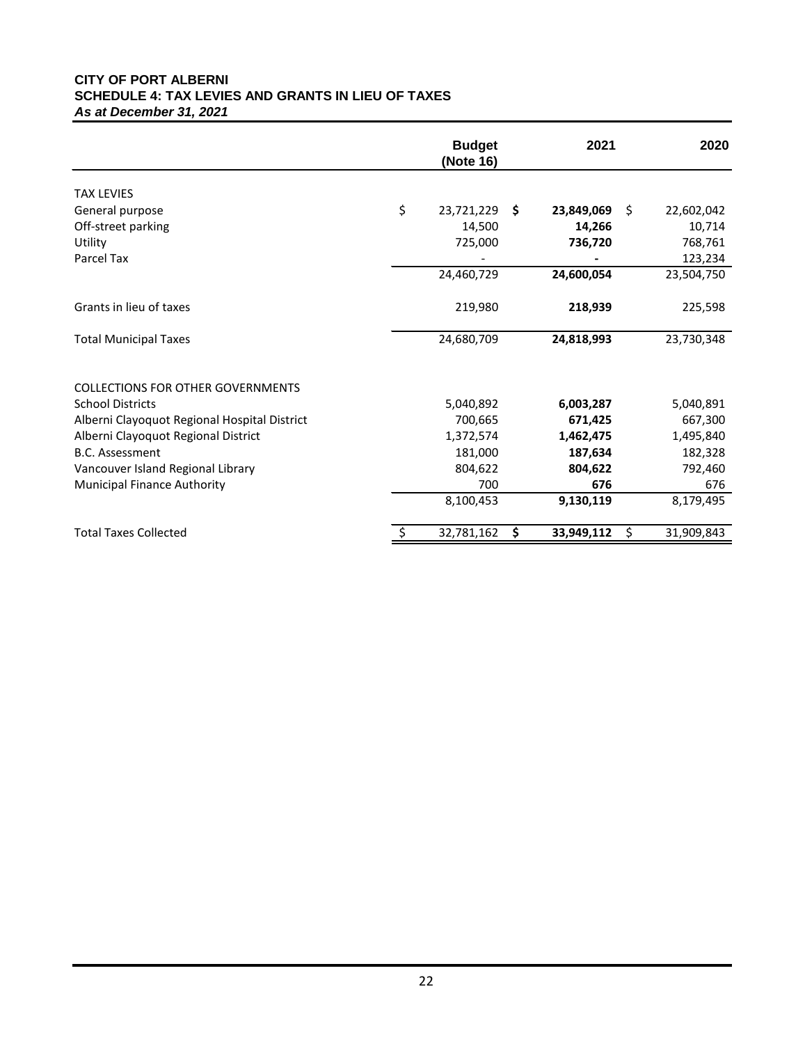**CITY OF PORT ALBERNI**
**SCHEDULE 4: TAX LEVIES AND GRANTS IN LIEU OF TAXES**
***As at December 31, 2021***

| | Budget (Note 16) | 2021 | 2020 |
|---|---|---|---|
| TAX LEVIES | | | |
| General purpose | $ 23,721,229 | **$ 23,849,069** | $ 22,602,042 |
| Off-street parking | 14,500 | **14,266** | 10,714 |
| Utility | 725,000 | **736,720** | 768,761 |
| Parcel Tax | - | **-** | 123,234 |
| | 24,460,729 | **24,600,054** | 23,504,750 |
| Grants in lieu of taxes | 219,980 | **218,939** | 225,598 |
| Total Municipal Taxes | 24,680,709 | **24,818,993** | 23,730,348 |
| COLLECTIONS FOR OTHER GOVERNMENTS | | | |
| School Districts | 5,040,892 | **6,003,287** | 5,040,891 |
| Alberni Clayoquot Regional Hospital District | 700,665 | **671,425** | 667,300 |
| Alberni Clayoquot Regional District | 1,372,574 | **1,462,475** | 1,495,840 |
| B.C. Assessment | 181,000 | **187,634** | 182,328 |
| Vancouver Island Regional Library | 804,622 | **804,622** | 792,460 |
| Municipal Finance Authority | 700 | **676** | 676 |
| | 8,100,453 | **9,130,119** | 8,179,495 |
| Total Taxes Collected | $ 32,781,162 | **$ 33,949,112** | $ 31,909,843 |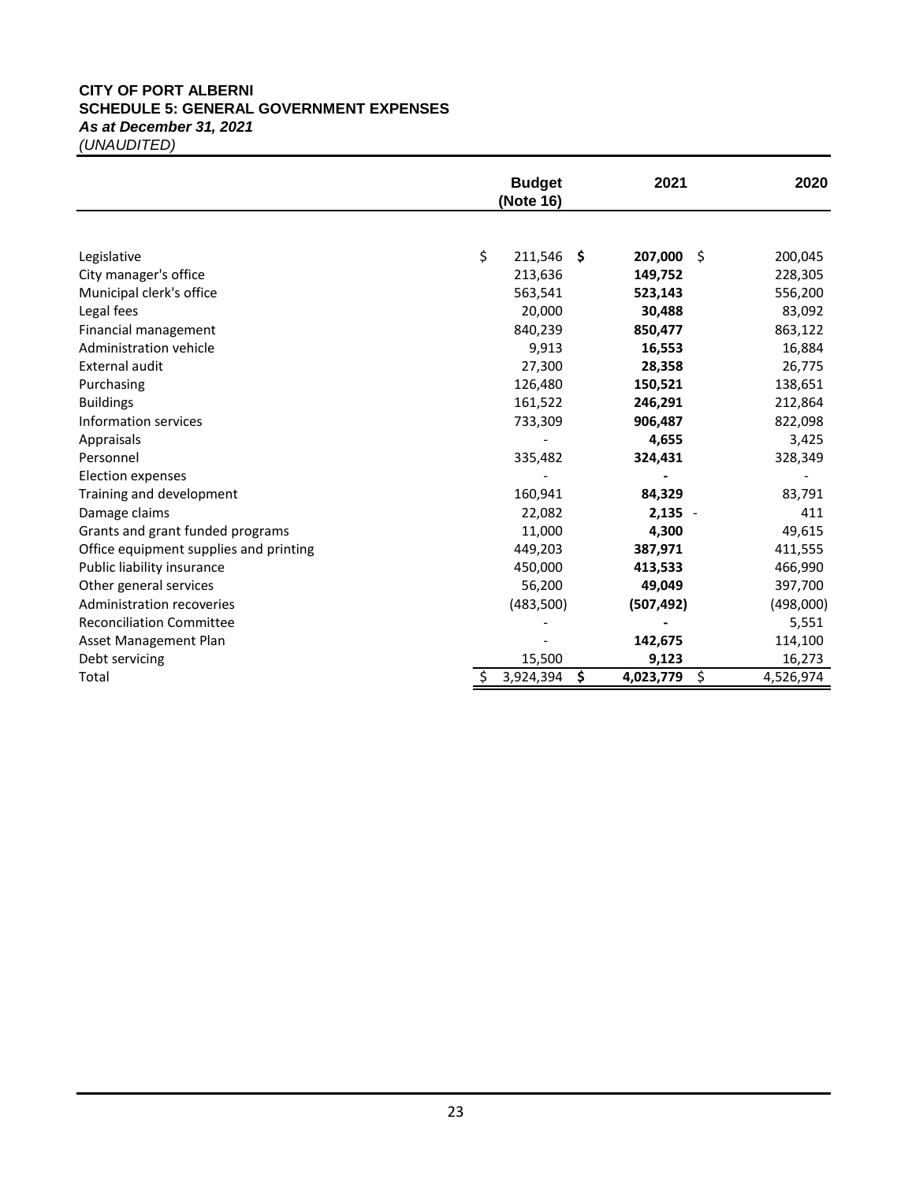**CITY OF PORT ALBERNI**
**SCHEDULE 5: GENERAL GOVERNMENT EXPENSES**
***As at December 31, 2021***
*(UNAUDITED)*

| | Budget (Note 16) | 2021 | 2020 |
|---|---|---|---|
| Legislative | $ 211,546 | **$ 207,000** | $ 200,045 |
| City manager's office | 213,636 | **149,752** | 228,305 |
| Municipal clerk's office | 563,541 | **523,143** | 556,200 |
| Legal fees | 20,000 | **30,488** | 83,092 |
| Financial management | 840,239 | **850,477** | 863,122 |
| Administration vehicle | 9,913 | **16,553** | 16,884 |
| External audit | 27,300 | **28,358** | 26,775 |
| Purchasing | 126,480 | **150,521** | 138,651 |
| Buildings | 161,522 | **246,291** | 212,864 |
| Information services | 733,309 | **906,487** | 822,098 |
| Appraisals | - | **4,655** | 3,425 |
| Personnel | 335,482 | **324,431** | 328,349 |
| Election expenses | - | **-** | - |
| Training and development | 160,941 | **84,329** | 83,791 |
| Damage claims | 22,082 | **2,135** - | 411 |
| Grants and grant funded programs | 11,000 | **4,300** | 49,615 |
| Office equipment supplies and printing | 449,203 | **387,971** | 411,555 |
| Public liability insurance | 450,000 | **413,533** | 466,990 |
| Other general services | 56,200 | **49,049** | 397,700 |
| Administration recoveries | (483,500) | **(507,492)** | (498,000) |
| Reconciliation Committee | - | **-** | 5,551 |
| Asset Management Plan | - | **142,675** | 114,100 |
| Debt servicing | 15,500 | **9,123** | 16,273 |
| Total | $ 3,924,394 | **$ 4,023,779** | $ 4,526,974 |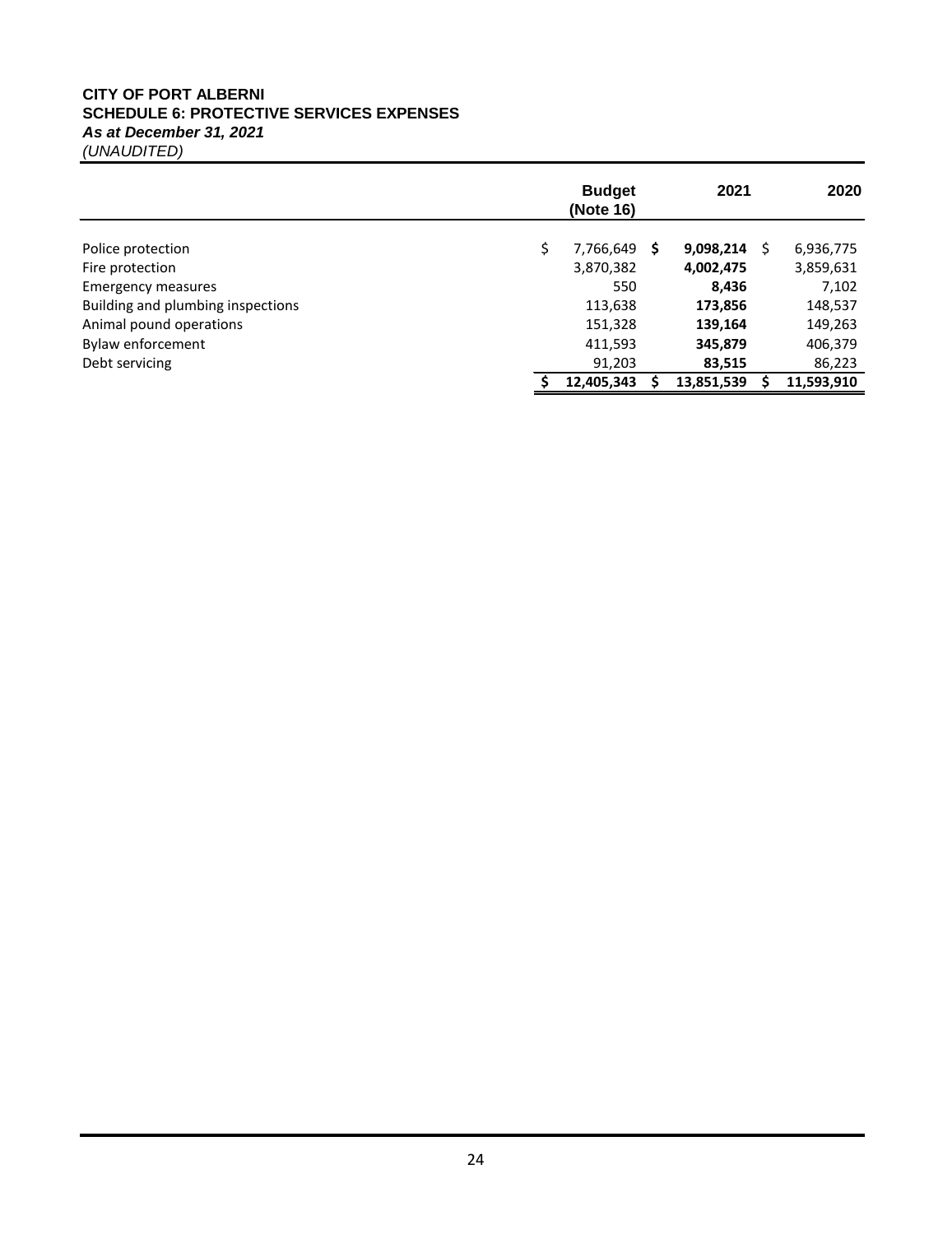**CITY OF PORT ALBERNI**
**SCHEDULE 6: PROTECTIVE SERVICES EXPENSES**
***As at December 31, 2021***
*(UNAUDITED)*

| | Budget (Note 16) | 2021 | 2020 |
|---|---|---|---|
| Police protection | $ 7,766,649 | **$ 9,098,214** | $ 6,936,775 |
| Fire protection | 3,870,382 | **4,002,475** | 3,859,631 |
| Emergency measures | 550 | **8,436** | 7,102 |
| Building and plumbing inspections | 113,638 | **173,856** | 148,537 |
| Animal pound operations | 151,328 | **139,164** | 149,263 |
| Bylaw enforcement | 411,593 | **345,879** | 406,379 |
| Debt servicing | 91,203 | **83,515** | 86,223 |
| | **$ 12,405,343** | **$ 13,851,539** | **$ 11,593,910** |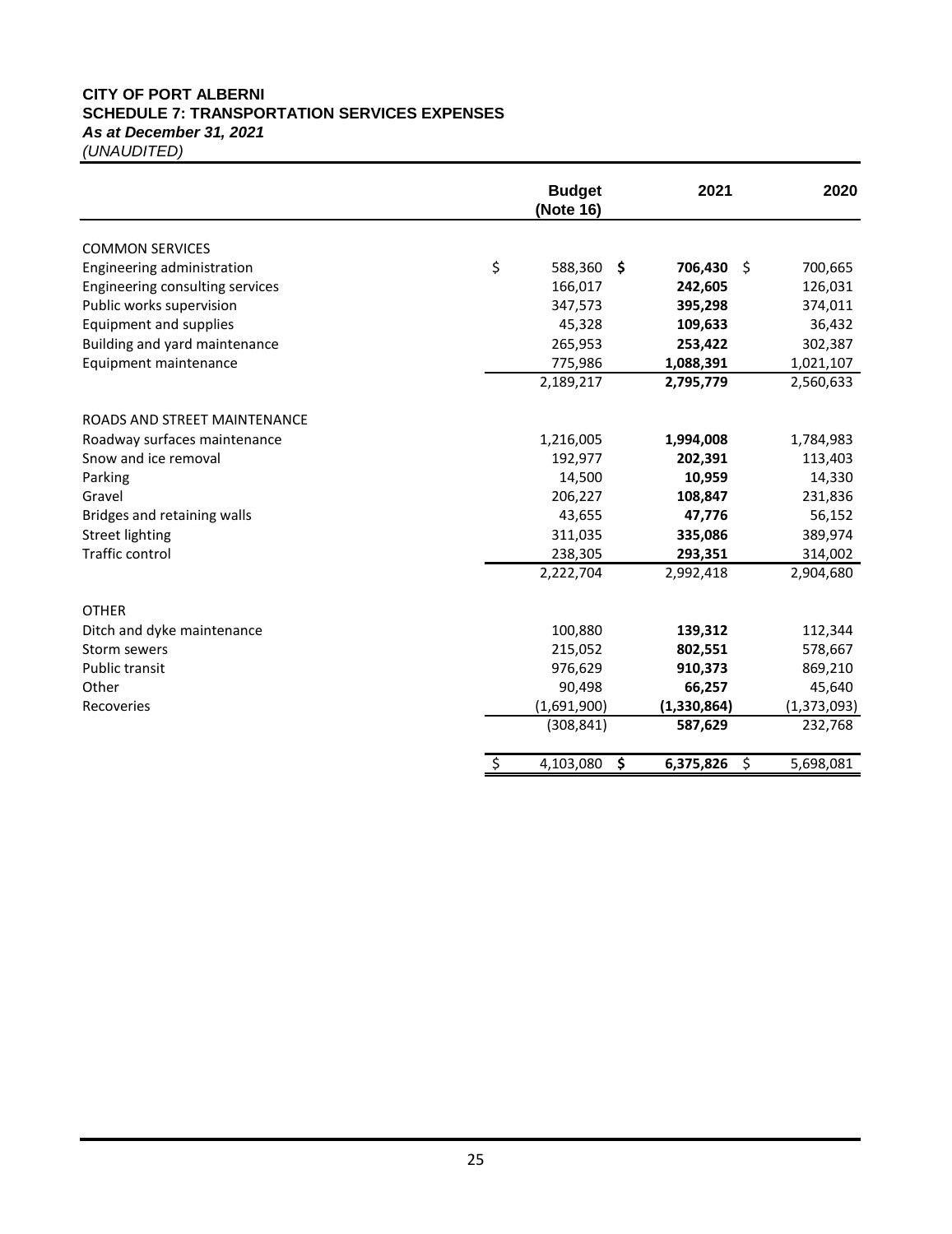**CITY OF PORT ALBERNI**
**SCHEDULE 7: TRANSPORTATION SERVICES EXPENSES**
***As at December 31, 2021***
*(UNAUDITED)*

| | Budget (Note 16) | 2021 | 2020 |
|---|---|---|---|
| COMMON SERVICES | | | |
| Engineering administration | $ 588,360 | **$ 706,430** | $ 700,665 |
| Engineering consulting services | 166,017 | **242,605** | 126,031 |
| Public works supervision | 347,573 | **395,298** | 374,011 |
| Equipment and supplies | 45,328 | **109,633** | 36,432 |
| Building and yard maintenance | 265,953 | **253,422** | 302,387 |
| Equipment maintenance | 775,986 | **1,088,391** | 1,021,107 |
| | 2,189,217 | **2,795,779** | 2,560,633 |
| ROADS AND STREET MAINTENANCE | | | |
| Roadway surfaces maintenance | 1,216,005 | **1,994,008** | 1,784,983 |
| Snow and ice removal | 192,977 | **202,391** | 113,403 |
| Parking | 14,500 | **10,959** | 14,330 |
| Gravel | 206,227 | **108,847** | 231,836 |
| Bridges and retaining walls | 43,655 | **47,776** | 56,152 |
| Street lighting | 311,035 | **335,086** | 389,974 |
| Traffic control | 238,305 | **293,351** | 314,002 |
| | 2,222,704 | 2,992,418 | 2,904,680 |
| OTHER | | | |
| Ditch and dyke maintenance | 100,880 | **139,312** | 112,344 |
| Storm sewers | 215,052 | **802,551** | 578,667 |
| Public transit | 976,629 | **910,373** | 869,210 |
| Other | 90,498 | **66,257** | 45,640 |
| Recoveries | (1,691,900) | **(1,330,864)** | (1,373,093) |
| | (308,841) | **587,629** | 232,768 |
| | $ 4,103,080 | **$ 6,375,826** | $ 5,698,081 |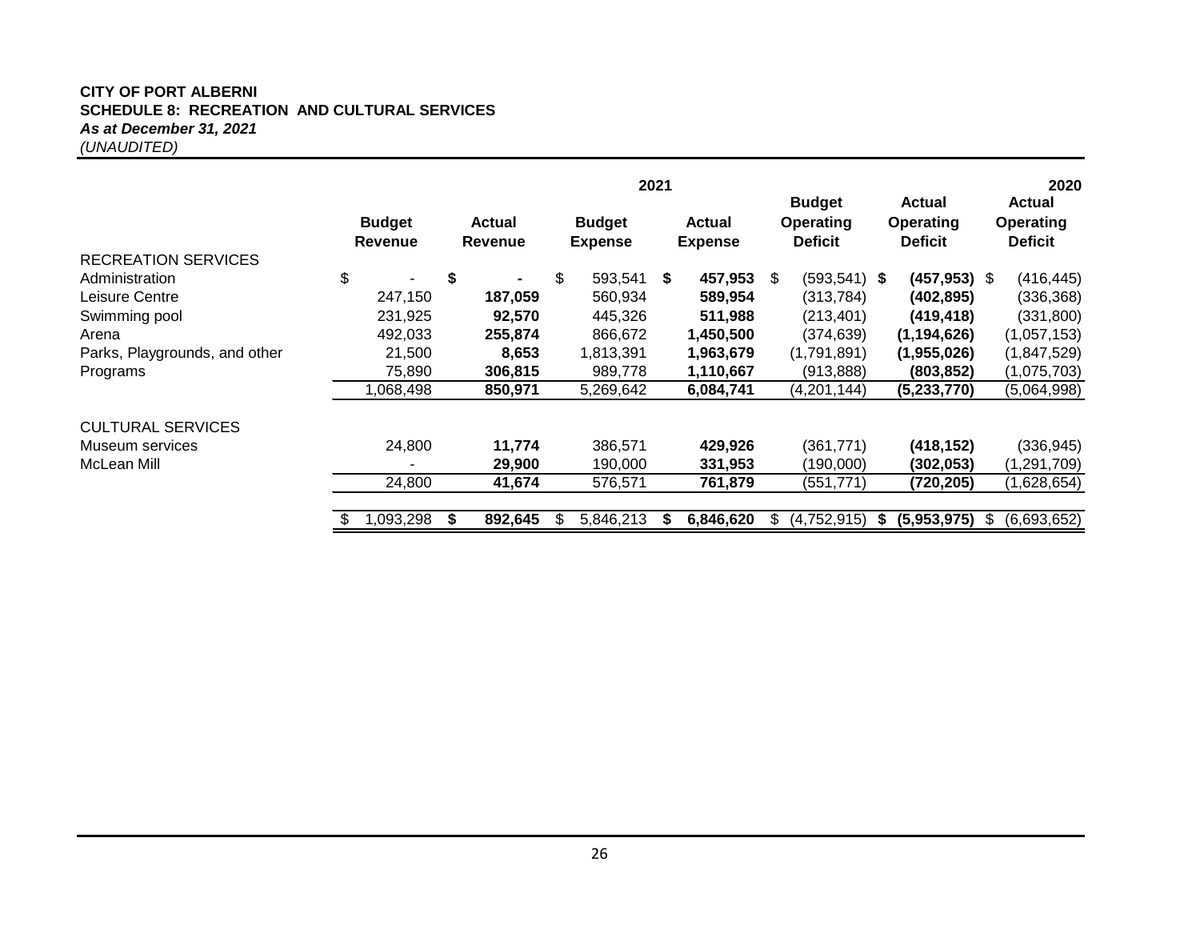**CITY OF PORT ALBERNI**
**SCHEDULE 8: RECREATION AND CULTURAL SERVICES**
***As at December 31, 2021***
*(UNAUDITED)*

| | 2021 | | | | | | 2020 |
|---|---|---|---|---|---|---|---|
| | **Budget Revenue** | **Actual Revenue** | **Budget Expense** | **Actual Expense** | **Budget Operating Deficit** | **Actual Operating Deficit** | **Actual Operating Deficit** |
| RECREATION SERVICES | | | | | | | |
| Administration | $ - | **$ -** | $ 593,541 | **$ 457,953** | $ (593,541) | **$ (457,953)** | $ (416,445) |
| Leisure Centre | 247,150 | **187,059** | 560,934 | **589,954** | (313,784) | **(402,895)** | (336,368) |
| Swimming pool | 231,925 | **92,570** | 445,326 | **511,988** | (213,401) | **(419,418)** | (331,800) |
| Arena | 492,033 | **255,874** | 866,672 | **1,450,500** | (374,639) | **(1,194,626)** | (1,057,153) |
| Parks, Playgrounds, and other | 21,500 | **8,653** | 1,813,391 | **1,963,679** | (1,791,891) | **(1,955,026)** | (1,847,529) |
| Programs | 75,890 | **306,815** | 989,778 | **1,110,667** | (913,888) | **(803,852)** | (1,075,703) |
| | 1,068,498 | **850,971** | 5,269,642 | **6,084,741** | (4,201,144) | **(5,233,770)** | (5,064,998) |
| CULTURAL SERVICES | | | | | | | |
| Museum services | 24,800 | **11,774** | 386,571 | **429,926** | (361,771) | **(418,152)** | (336,945) |
| McLean Mill | - | **29,900** | 190,000 | **331,953** | (190,000) | **(302,053)** | (1,291,709) |
| | 24,800 | **41,674** | 576,571 | **761,879** | (551,771) | **(720,205)** | (1,628,654) |
| | $ 1,093,298 | **$ 892,645** | $ 5,846,213 | **$ 6,846,620** | $ (4,752,915) | **$ (5,953,975)** | $ (6,693,652) |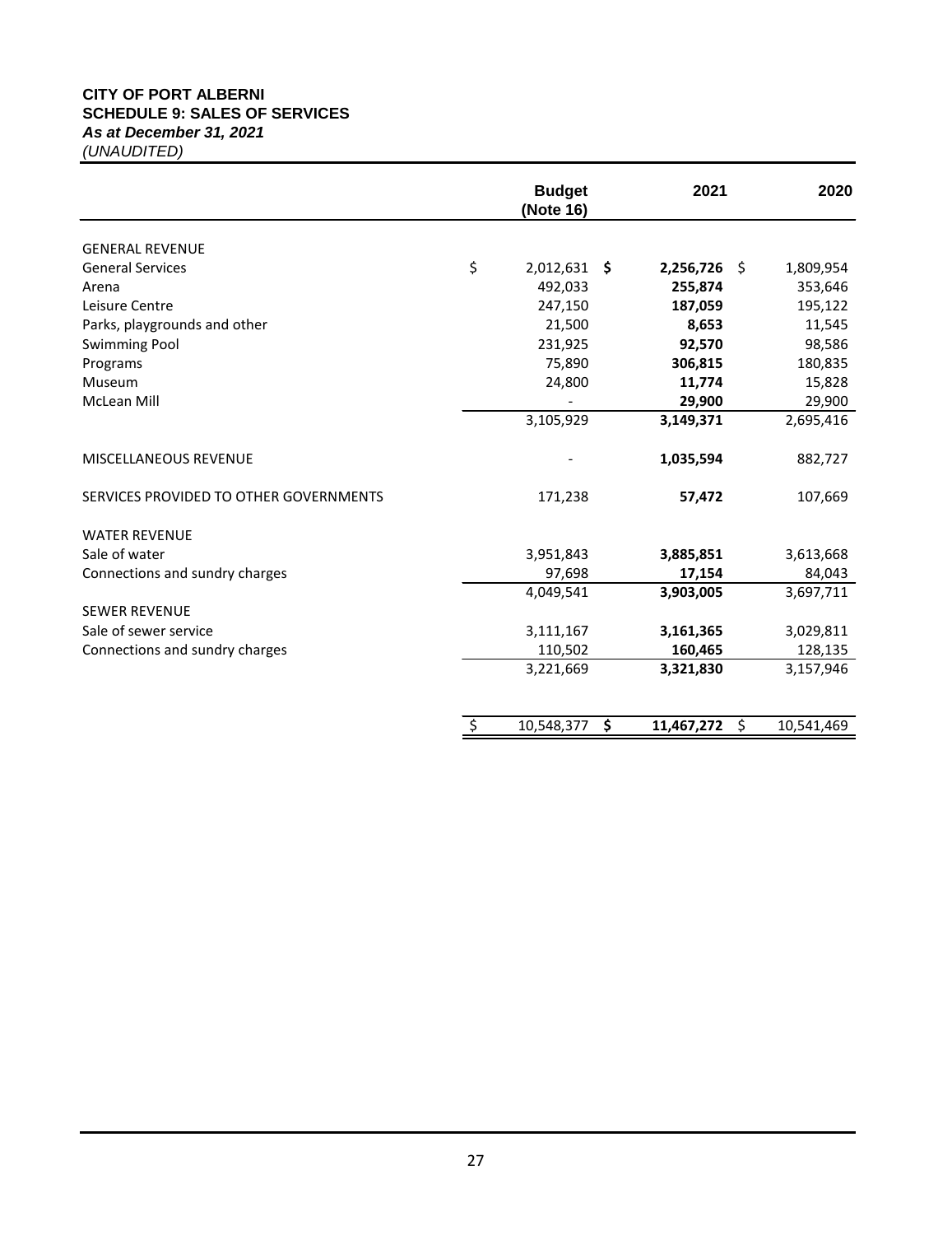**CITY OF PORT ALBERNI**
**SCHEDULE 9: SALES OF SERVICES**
***As at December 31, 2021***
*(UNAUDITED)*

| | Budget (Note 16) | 2021 | 2020 |
|---|---|---|---|
| GENERAL REVENUE | | | |
| General Services | $ 2,012,631 | **$ 2,256,726** | $ 1,809,954 |
| Arena | 492,033 | **255,874** | 353,646 |
| Leisure Centre | 247,150 | **187,059** | 195,122 |
| Parks, playgrounds and other | 21,500 | **8,653** | 11,545 |
| Swimming Pool | 231,925 | **92,570** | 98,586 |
| Programs | 75,890 | **306,815** | 180,835 |
| Museum | 24,800 | **11,774** | 15,828 |
| McLean Mill | - | **29,900** | 29,900 |
| | 3,105,929 | **3,149,371** | 2,695,416 |
| MISCELLANEOUS REVENUE | - | **1,035,594** | 882,727 |
| SERVICES PROVIDED TO OTHER GOVERNMENTS | 171,238 | **57,472** | 107,669 |
| WATER REVENUE | | | |
| Sale of water | 3,951,843 | **3,885,851** | 3,613,668 |
| Connections and sundry charges | 97,698 | **17,154** | 84,043 |
| | 4,049,541 | **3,903,005** | 3,697,711 |
| SEWER REVENUE | | | |
| Sale of sewer service | 3,111,167 | **3,161,365** | 3,029,811 |
| Connections and sundry charges | 110,502 | **160,465** | 128,135 |
| | 3,221,669 | **3,321,830** | 3,157,946 |
| | $ 10,548,377 | **$ 11,467,272** | $ 10,541,469 |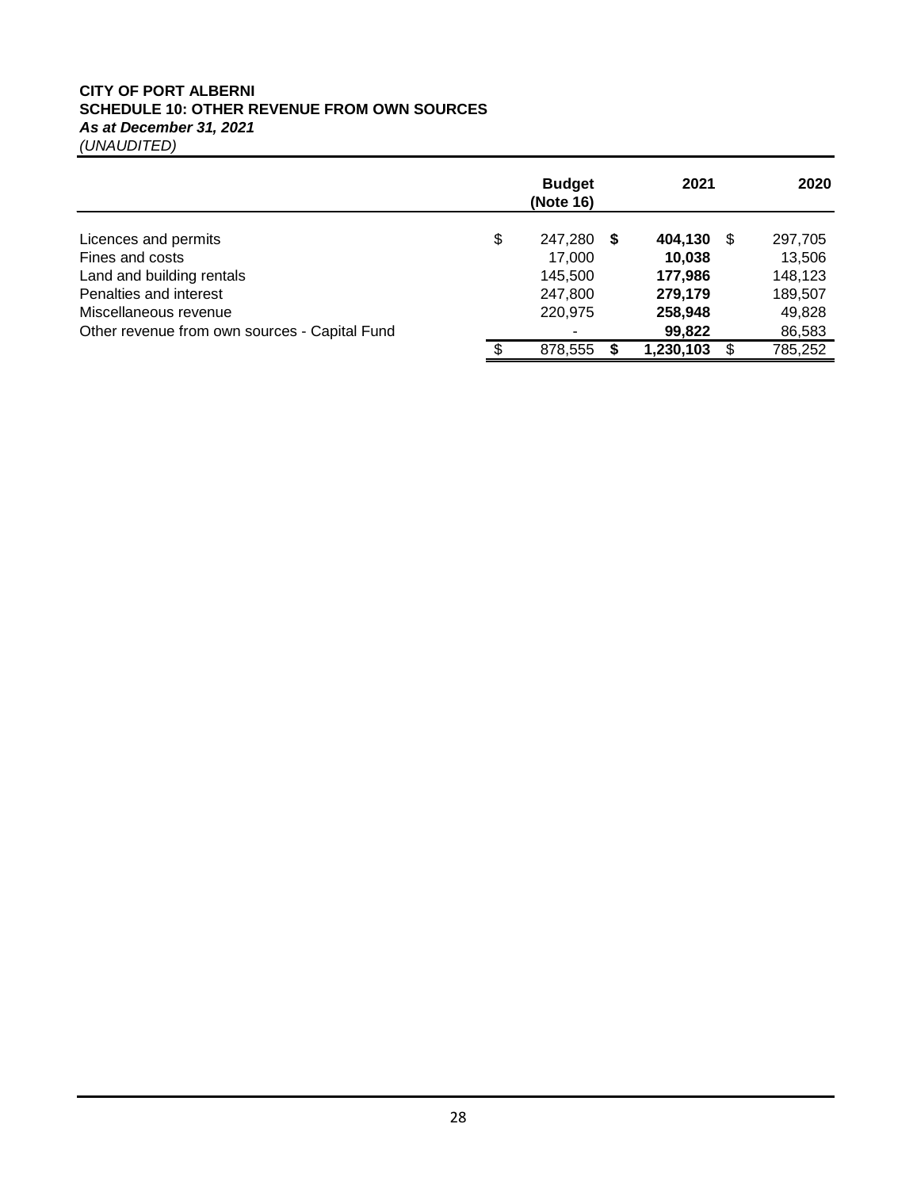**CITY OF PORT ALBERNI**
**SCHEDULE 10: OTHER REVENUE FROM OWN SOURCES**
***As at December 31, 2021***
*(UNAUDITED)*

| | Budget (Note 16) | 2021 | 2020 |
|---|---|---|---|
| Licences and permits | $ 247,280 | **$ 404,130** | $ 297,705 |
| Fines and costs | 17,000 | **10,038** | 13,506 |
| Land and building rentals | 145,500 | **177,986** | 148,123 |
| Penalties and interest | 247,800 | **279,179** | 189,507 |
| Miscellaneous revenue | 220,975 | **258,948** | 49,828 |
| Other revenue from own sources - Capital Fund | - | **99,822** | 86,583 |
| | $ 878,555 | **$ 1,230,103** | $ 785,252 |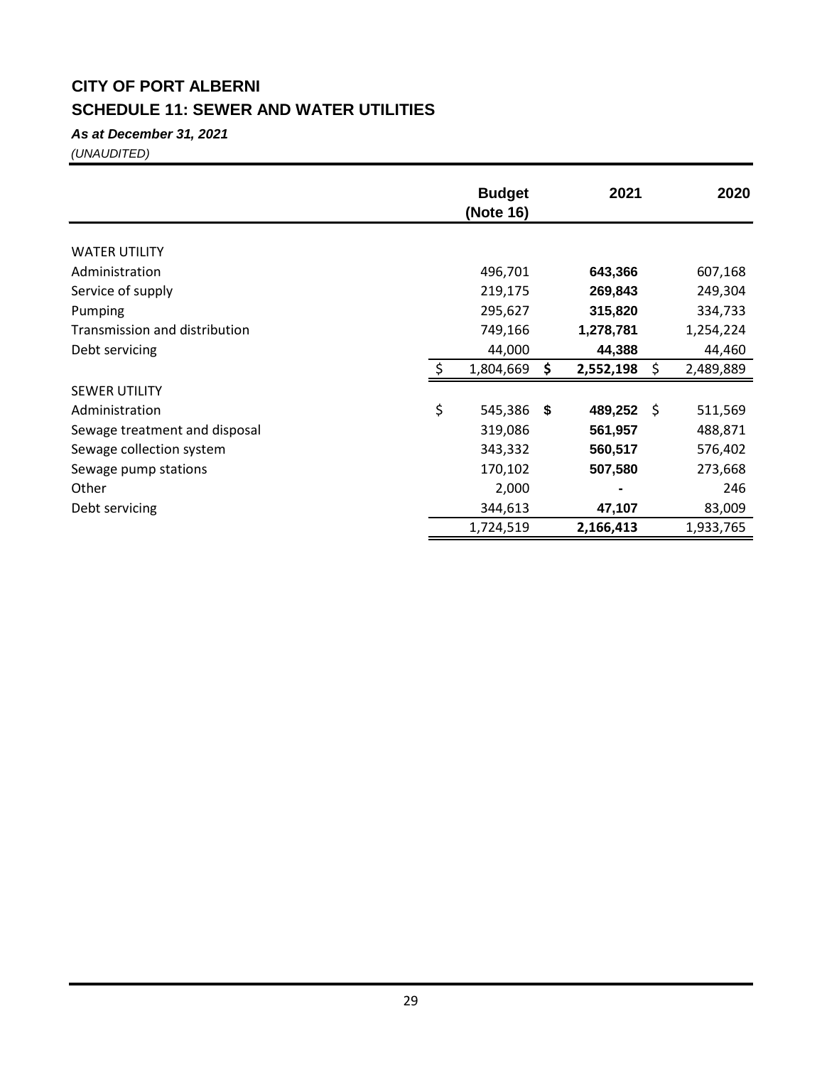# CITY OF PORT ALBERNI

## SCHEDULE 11: SEWER AND WATER UTILITIES

***As at December 31, 2021***

*(UNAUDITED)*

| | Budget (Note 16) | 2021 | 2020 |
|---|---|---|---|
| WATER UTILITY | | | |
| Administration | 496,701 | **643,366** | 607,168 |
| Service of supply | 219,175 | **269,843** | 249,304 |
| Pumping | 295,627 | **315,820** | 334,733 |
| Transmission and distribution | 749,166 | **1,278,781** | 1,254,224 |
| Debt servicing | 44,000 | **44,388** | 44,460 |
| | $ 1,804,669 | **$ 2,552,198** | $ 2,489,889 |
| SEWER UTILITY | | | |
| Administration | $ 545,386 | **$ 489,252** | $ 511,569 |
| Sewage treatment and disposal | 319,086 | **561,957** | 488,871 |
| Sewage collection system | 343,332 | **560,517** | 576,402 |
| Sewage pump stations | 170,102 | **507,580** | 273,668 |
| Other | 2,000 | **-** | 246 |
| Debt servicing | 344,613 | **47,107** | 83,009 |
| | 1,724,519 | **2,166,413** | 1,933,765 |